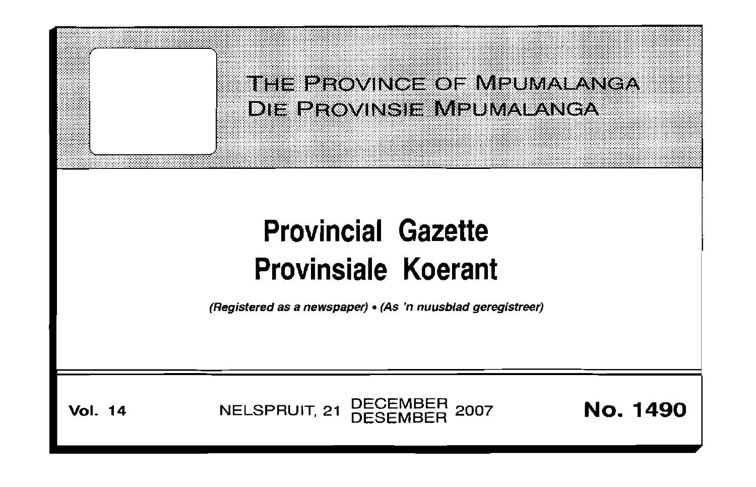THE PROVINCE OF MPUMALANGA
DIE PROVINSIE MPUMALANGA

# Provincial Gazette
# Provinsiale Koerant

*(Registered as a newspaper) • (As 'n nuusblad geregistreer)*

**Vol. 14** NELSPRUIT, 21 DECEMBER DESEMBER 2007 **No. 1490**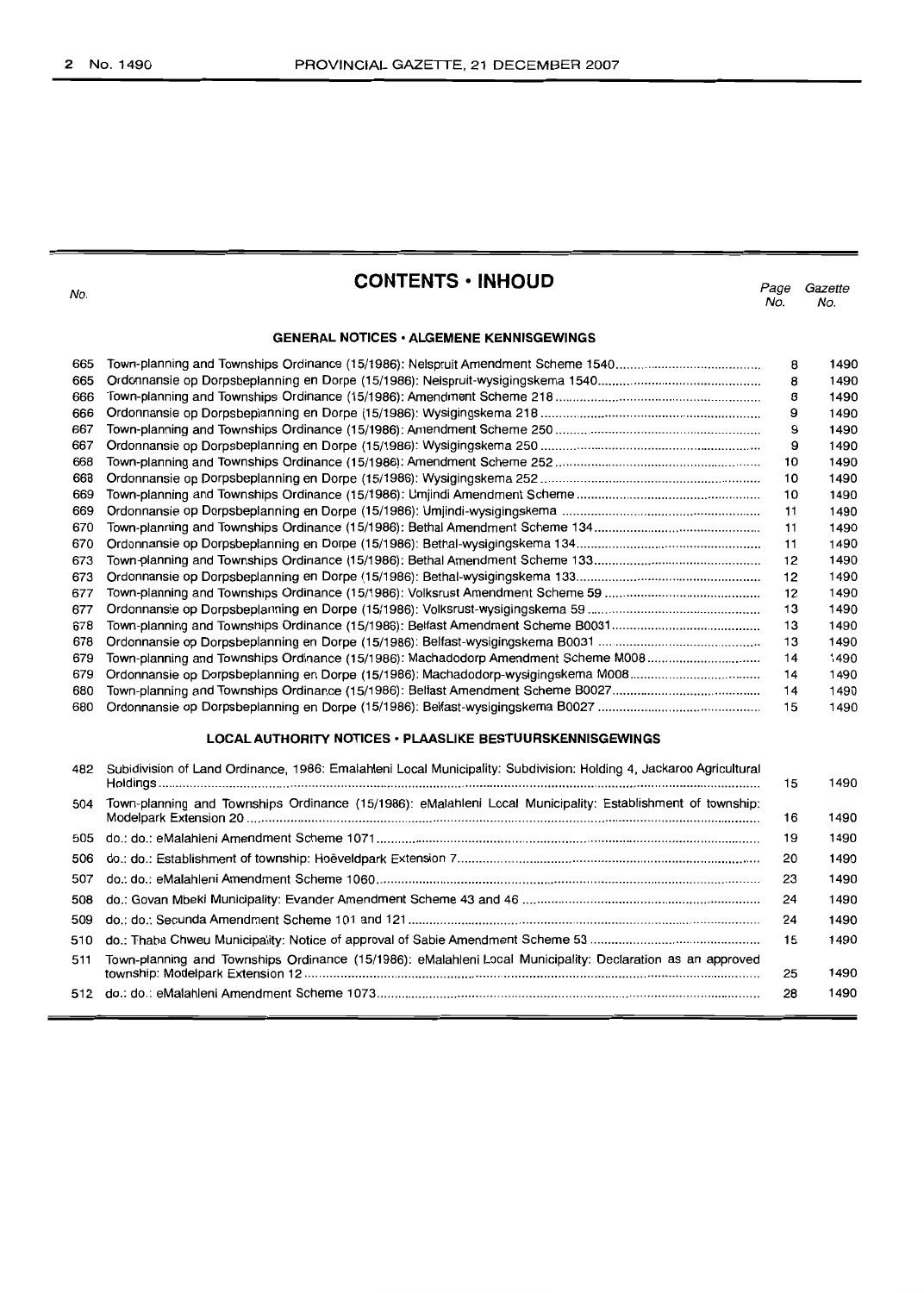# CONTENTS · INHOUD

| No. | | Page No. | Gazette No. |
|---|---|---|---|
| | **GENERAL NOTICES · ALGEMENE KENNISGEWINGS** | | |
| 665 | Town-planning and Townships Ordinance (15/1986): Nelspruit Amendment Scheme 1540 | 8 | 1490 |
| 665 | Ordonnansie op Dorpsbeplanning en Dorpe (15/1986): Nelspruit-wysigingskema 1540 | 8 | 1490 |
| 666 | Town-planning and Townships Ordinance (15/1986): Amendment Scheme 218 | 8 | 1490 |
| 666 | Ordonnansie op Dorpsbeplanning en Dorpe (15/1986): Wysigingskema 218 | 9 | 1490 |
| 667 | Town-planning and Townships Ordinance (15/1986): Amendment Scheme 250 | 9 | 1490 |
| 667 | Ordonnansie op Dorpsbeplanning en Dorpe (15/1986): Wysigingskema 250 | 9 | 1490 |
| 668 | Town-planning and Townships Ordinance (15/1986): Amendment Scheme 252 | 10 | 1490 |
| 668 | Ordonnansie op Dorpsbeplanning en Dorpe (15/1986): Wysigingskema 252 | 10 | 1490 |
| 669 | Town-planning and Townships Ordinance (15/1986): Umjindi Amendment Scheme | 10 | 1490 |
| 669 | Ordonnansie op Dorpsbeplanning en Dorpe (15/1986): Umjindi-wysigingskema | 11 | 1490 |
| 670 | Town-planning and Townships Ordinance (15/1986): Bethal Amendment Scheme 134 | 11 | 1490 |
| 670 | Ordonnansie op Dorpsbeplanning en Dorpe (15/1986): Bethal-wysigingskema 134 | 11 | 1490 |
| 673 | Town-planning and Townships Ordinance (15/1986): Bethal Amendment Scheme 133 | 12 | 1490 |
| 673 | Ordonnansie op Dorpsbeplanning en Dorpe (15/1986): Bethal-wysigingskema 133 | 12 | 1490 |
| 677 | Town-planning and Townships Ordinance (15/1986): Volksrust Amendment Scheme 59 | 12 | 1490 |
| 677 | Ordonnansie op Dorpsbeplanning en Dorpe (15/1986): Volksrust-wysigingskema 59 | 13 | 1490 |
| 678 | Town-planning and Townships Ordinance (15/1986): Belfast Amendment Scheme B0031 | 13 | 1490 |
| 678 | Ordonnansie op Dorpsbeplanning en Dorpe (15/1986): Belfast-wysigingskema B0031 | 13 | 1490 |
| 679 | Town-planning and Townships Ordinance (15/1986): Machadodorp Amendment Scheme M008 | 14 | 1490 |
| 679 | Ordonnansie op Dorpsbeplanning en Dorpe (15/1986): Machadodorp-wysigingskema M008 | 14 | 1490 |
| 680 | Town-planning and Townships Ordinance (15/1986): Belfast Amendment Scheme B0027 | 14 | 1490 |
| 680 | Ordonnansie op Dorpsbeplanning en Dorpe (15/1986): Belfast-wysigingskema B0027 | 15 | 1490 |
| | **LOCAL AUTHORITY NOTICES · PLAASLIKE BESTUURSKENNISGEWINGS** | | |
| 482 | Subdivision of Land Ordinance, 1986: Emalahleni Local Municipality: Subdivision: Holding 4, Jackaroo Agricultural Holdings | 15 | 1490 |
| 504 | Town-planning and Townships Ordinance (15/1986): eMalahleni Local Municipality: Establishment of township: Modelpark Extension 20 | 16 | 1490 |
| 505 | do.: do.: eMalahleni Amendment Scheme 1071 | 19 | 1490 |
| 506 | do.: do.: Establishment of township: Hoëveldpark Extension 7 | 20 | 1490 |
| 507 | do.: do.: eMalahleni Amendment Scheme 1060 | 23 | 1490 |
| 508 | do.: Govan Mbeki Municipality: Evander Amendment Scheme 43 and 46 | 24 | 1490 |
| 509 | do.: do.: Secunda Amendment Scheme 101 and 121 | 24 | 1490 |
| 510 | do.: Thaba Chweu Municipality: Notice of approval of Sabie Amendment Scheme 53 | 15 | 1490 |
| 511 | Town-planning and Townships Ordinance (15/1986): eMalahleni Local Municipality: Declaration as an approved township: Modelpark Extension 12 | 25 | 1490 |
| 512 | do.: do.: eMalahleni Amendment Scheme 1073 | 28 | 1490 |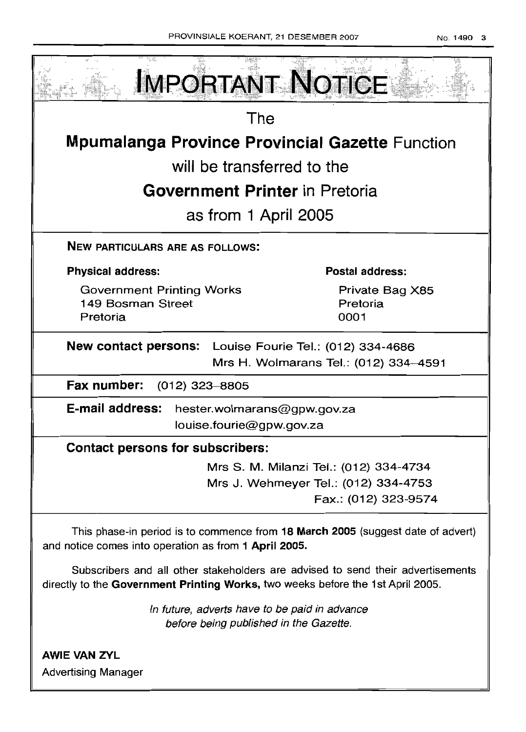# IMPORTANT NOTICE

The

**Mpumalanga Province Provincial Gazette** Function

will be transferred to the

**Government Printer** in Pretoria

as from 1 April 2005

**NEW PARTICULARS ARE AS FOLLOWS:**

**Physical address:**

Government Printing Works
149 Bosman Street
Pretoria

**Postal address:**

Private Bag X85
Pretoria
0001

**New contact persons:** Louise Fourie Tel.: (012) 334-4686
Mrs H. Wolmarans Tel.: (012) 334–4591

**Fax number:** (012) 323–8805

**E-mail address:** hester.wolmarans@gpw.gov.za
louise.fourie@gpw.gov.za

**Contact persons for subscribers:**

Mrs S. M. Milanzi Tel.: (012) 334-4734
Mrs J. Wehmeyer Tel.: (012) 334-4753
Fax.: (012) 323-9574

This phase-in period is to commence from **18 March 2005** (suggest date of advert) and notice comes into operation as from **1 April 2005.**

Subscribers and all other stakeholders are advised to send their advertisements directly to the **Government Printing Works,** two weeks before the 1st April 2005.

*In future, adverts have to be paid in advance before being published in the Gazette.*

**AWIE VAN ZYL**
Advertising Manager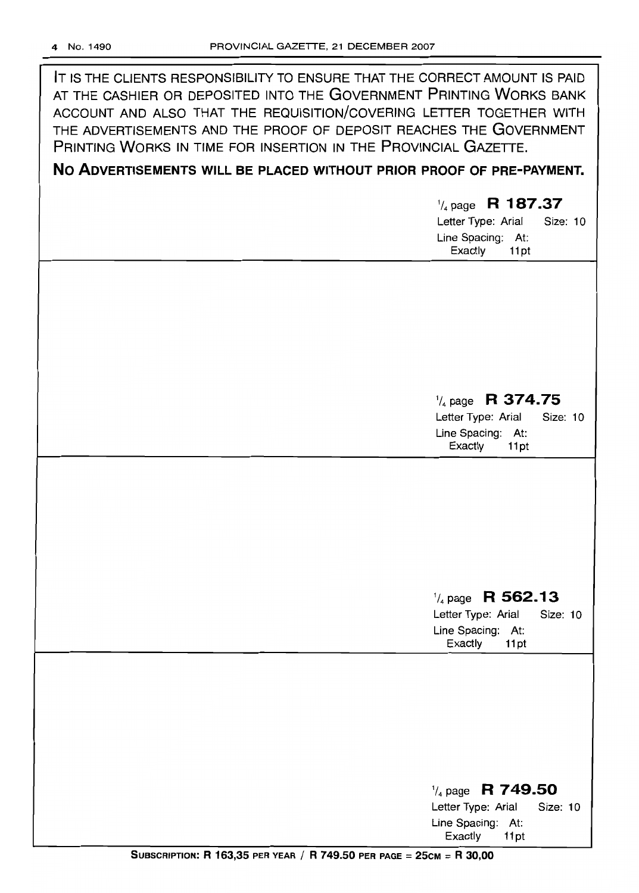IT IS THE CLIENTS RESPONSIBILITY TO ENSURE THAT THE CORRECT AMOUNT IS PAID AT THE CASHIER OR DEPOSITED INTO THE GOVERNMENT PRINTING WORKS BANK ACCOUNT AND ALSO THAT THE REQUISITION/COVERING LETTER TOGETHER WITH THE ADVERTISEMENTS AND THE PROOF OF DEPOSIT REACHES THE GOVERNMENT PRINTING WORKS IN TIME FOR INSERTION IN THE PROVINCIAL GAZETTE.

**NO ADVERTISEMENTS WILL BE PLACED WITHOUT PRIOR PROOF OF PRE-PAYMENT.**

1/4 page **R 187.37**
Letter Type: Arial Size: 10
Line Spacing: At: Exactly 11pt

1/4 page **R 374.75**
Letter Type: Arial Size: 10
Line Spacing: At: Exactly 11pt

1/4 page **R 562.13**
Letter Type: Arial Size: 10
Line Spacing: At: Exactly 11pt

1/4 page **R 749.50**
Letter Type: Arial Size: 10
Line Spacing: At: Exactly 11pt

**SUBSCRIPTION: R 163,35 PER YEAR / R 749.50 PER PAGE = 25CM = R 30,00**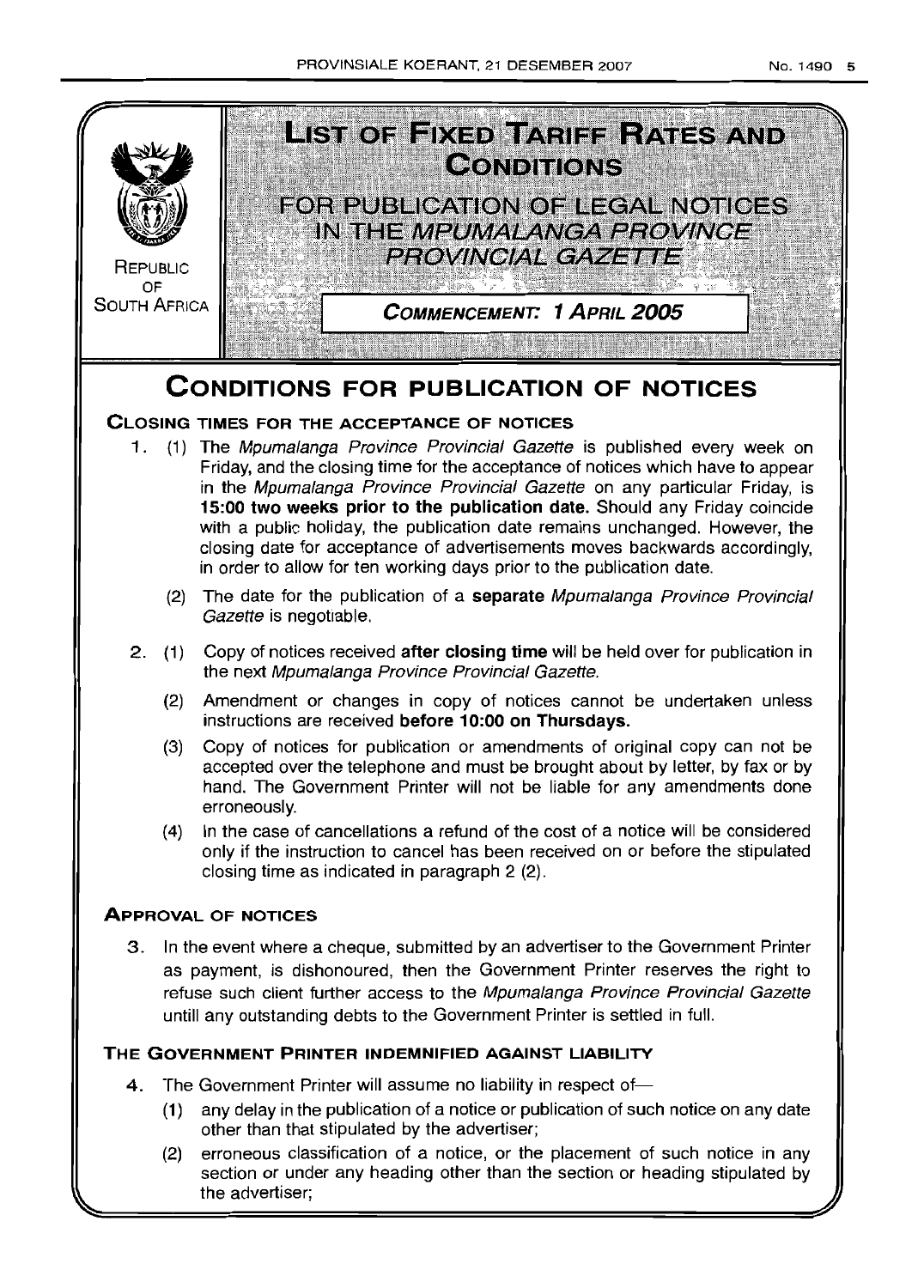REPUBLIC OF SOUTH AFRICA

# LIST OF FIXED TARIFF RATES AND CONDITIONS

## FOR PUBLICATION OF LEGAL NOTICES IN THE *MPUMALANGA PROVINCE PROVINCIAL GAZETTE*

***COMMENCEMENT: 1 APRIL 2005***

# CONDITIONS FOR PUBLICATION OF NOTICES

### CLOSING TIMES FOR THE ACCEPTANCE OF NOTICES

1. (1) The *Mpumalanga Province Provincial Gazette* is published every week on Friday, and the closing time for the acceptance of notices which have to appear in the *Mpumalanga Province Provincial Gazette* on any particular Friday, is **15:00 two weeks prior to the publication date.** Should any Friday coincide with a public holiday, the publication date remains unchanged. However, the closing date for acceptance of advertisements moves backwards accordingly, in order to allow for ten working days prior to the publication date.

   (2) The date for the publication of a **separate** *Mpumalanga Province Provincial Gazette* is negotiable.

2. (1) Copy of notices received **after closing time** will be held over for publication in the next *Mpumalanga Province Provincial Gazette*.

   (2) Amendment or changes in copy of notices cannot be undertaken unless instructions are received **before 10:00 on Thursdays.**

   (3) Copy of notices for publication or amendments of original copy can not be accepted over the telephone and must be brought about by letter, by fax or by hand. The Government Printer will not be liable for any amendments done erroneously.

   (4) In the case of cancellations a refund of the cost of a notice will be considered only if the instruction to cancel has been received on or before the stipulated closing time as indicated in paragraph 2 (2).

### APPROVAL OF NOTICES

3. In the event where a cheque, submitted by an advertiser to the Government Printer as payment, is dishonoured, then the Government Printer reserves the right to refuse such client further access to the *Mpumalanga Province Provincial Gazette* untill any outstanding debts to the Government Printer is settled in full.

### THE GOVERNMENT PRINTER INDEMNIFIED AGAINST LIABILITY

4. The Government Printer will assume no liability in respect of—

   (1) any delay in the publication of a notice or publication of such notice on any date other than that stipulated by the advertiser;

   (2) erroneous classification of a notice, or the placement of such notice in any section or under any heading other than the section or heading stipulated by the advertiser;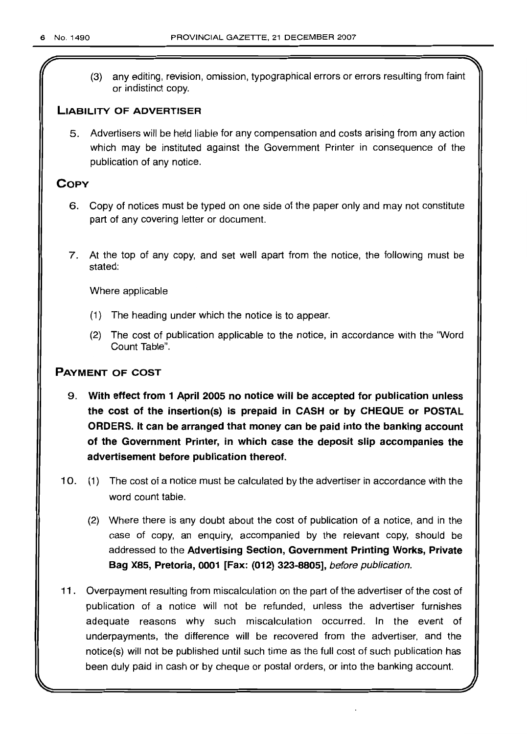(3) any editing, revision, omission, typographical errors or errors resulting from faint or indistinct copy.

## LIABILITY OF ADVERTISER

5. Advertisers will be held liable for any compensation and costs arising from any action which may be instituted against the Government Printer in consequence of the publication of any notice.

## COPY

6. Copy of notices must be typed on one side of the paper only and may not constitute part of any covering letter or document.

7. At the top of any copy, and set well apart from the notice, the following must be stated:

   Where applicable

   (1) The heading under which the notice is to appear.

   (2) The cost of publication applicable to the notice, in accordance with the "Word Count Table".

## PAYMENT OF COST

9. **With effect from 1 April 2005 no notice will be accepted for publication unless the cost of the insertion(s) is prepaid in CASH or by CHEQUE or POSTAL ORDERS. It can be arranged that money can be paid into the banking account of the Government Printer, in which case the deposit slip accompanies the advertisement before publication thereof.**

10. (1) The cost of a notice must be calculated by the advertiser in accordance with the word count table.

    (2) Where there is any doubt about the cost of publication of a notice, and in the case of copy, an enquiry, accompanied by the relevant copy, should be addressed to the **Advertising Section, Government Printing Works, Private Bag X85, Pretoria, 0001 [Fax: (012) 323-8805],** *before publication.*

11. Overpayment resulting from miscalculation on the part of the advertiser of the cost of publication of a notice will not be refunded, unless the advertiser furnishes adequate reasons why such miscalculation occurred. In the event of underpayments, the difference will be recovered from the advertiser, and the notice(s) will not be published until such time as the full cost of such publication has been duly paid in cash or by cheque or postal orders, or into the banking account.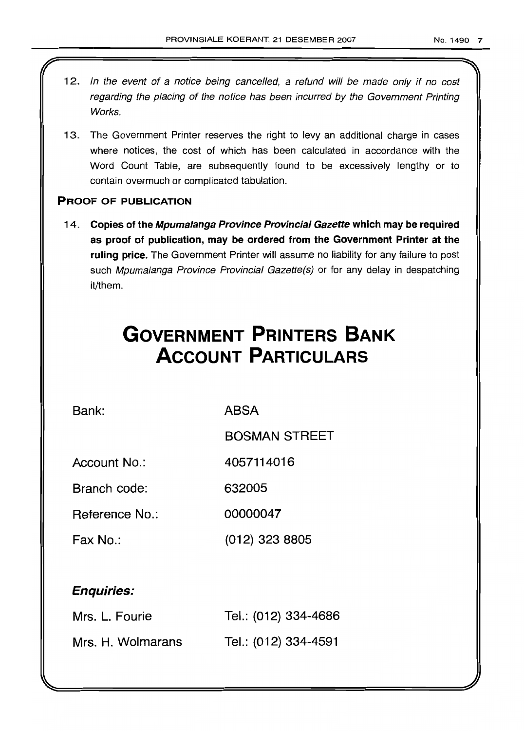12. *In the event of a notice being cancelled, a refund will be made only if no cost regarding the placing of the notice has been incurred by the Government Printing Works.*

13. The Government Printer reserves the right to levy an additional charge in cases where notices, the cost of which has been calculated in accordance with the Word Count Table, are subsequently found to be excessively lengthy or to contain overmuch or complicated tabulation.

**PROOF OF PUBLICATION**

14. **Copies of the *Mpumalanga Province Provincial Gazette* which may be required as proof of publication, may be ordered from the Government Printer at the ruling price.** The Government Printer will assume no liability for any failure to post such *Mpumalanga Province Provincial Gazette(s)* or for any delay in despatching it/them.

# GOVERNMENT PRINTERS BANK ACCOUNT PARTICULARS

| | |
|---|---|
| Bank: | ABSA |
| | BOSMAN STREET |
| Account No.: | 4057114016 |
| Branch code: | 632005 |
| Reference No.: | 00000047 |
| Fax No.: | (012) 323 8805 |

***Enquiries:***

| | |
|---|---|
| Mrs. L. Fourie | Tel.: (012) 334-4686 |
| Mrs. H. Wolmarans | Tel.: (012) 334-4591 |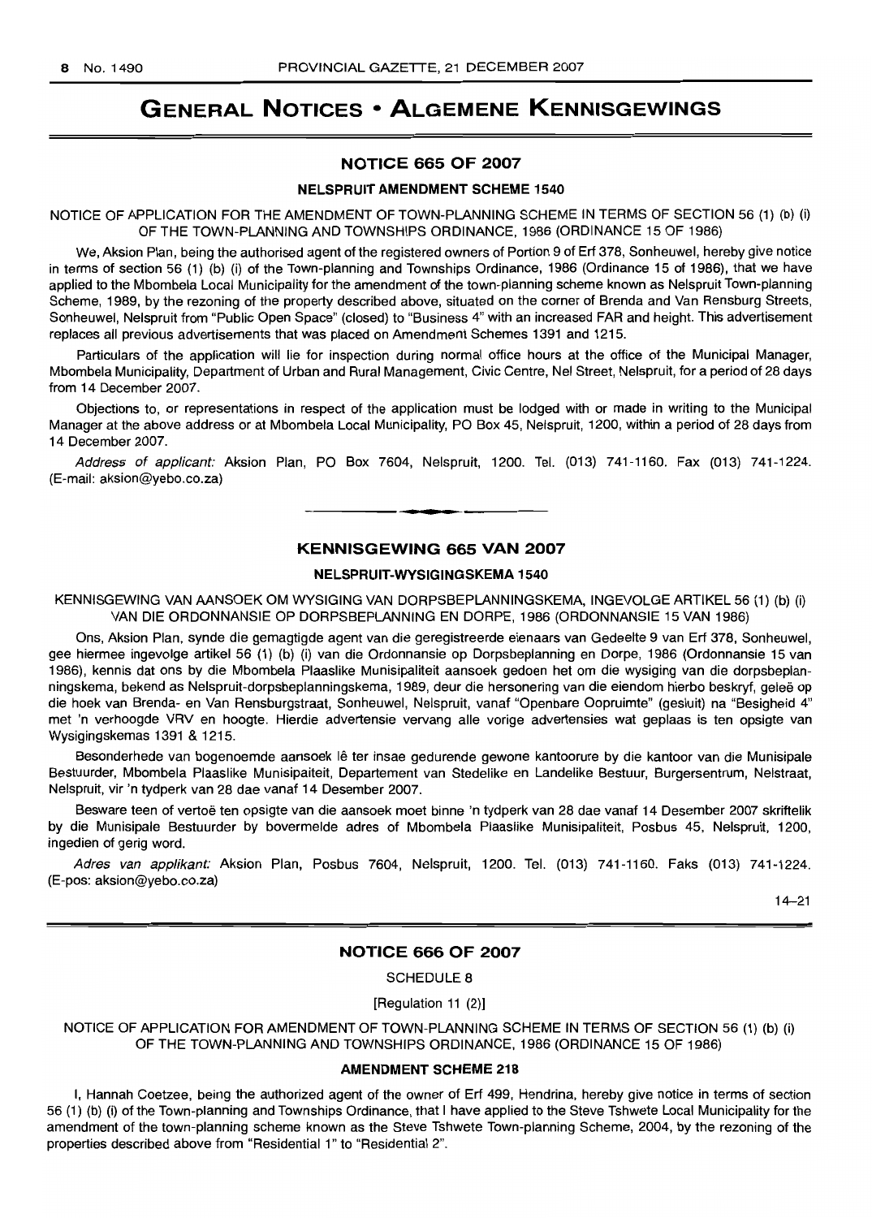# GENERAL NOTICES • ALGEMENE KENNISGEWINGS

## NOTICE 665 OF 2007

### NELSPRUIT AMENDMENT SCHEME 1540

NOTICE OF APPLICATION FOR THE AMENDMENT OF TOWN-PLANNING SCHEME IN TERMS OF SECTION 56 (1) (b) (i) OF THE TOWN-PLANNING AND TOWNSHIPS ORDINANCE, 1986 (ORDINANCE 15 OF 1986)

We, Aksion Plan, being the authorised agent of the registered owners of Portion 9 of Erf 378, Sonheuwel, hereby give notice in terms of section 56 (1) (b) (i) of the Town-planning and Townships Ordinance, 1986 (Ordinance 15 of 1986), that we have applied to the Mbombela Local Municipality for the amendment of the town-planning scheme known as Nelspruit Town-planning Scheme, 1989, by the rezoning of the property described above, situated on the corner of Brenda and Van Rensburg Streets, Sonheuwel, Nelspruit from "Public Open Space" (closed) to "Business 4" with an increased FAR and height. This advertisement replaces all previous advertisements that was placed on Amendment Schemes 1391 and 1215.

Particulars of the application will lie for inspection during normal office hours at the office of the Municipal Manager, Mbombela Municipality, Department of Urban and Rural Management, Civic Centre, Nel Street, Nelspruit, for a period of 28 days from 14 December 2007.

Objections to, or representations in respect of the application must be lodged with or made in writing to the Municipal Manager at the above address or at Mbombela Local Municipality, PO Box 45, Nelspruit, 1200, within a period of 28 days from 14 December 2007.

*Address of applicant:* Aksion Plan, PO Box 7604, Nelspruit, 1200. Tel. (013) 741-1160. Fax (013) 741-1224. (E-mail: aksion@yebo.co.za)

## KENNISGEWING 665 VAN 2007

### NELSPRUIT-WYSIGINGSKEMA 1540

KENNISGEWING VAN AANSOEK OM WYSIGING VAN DORPSBEPLANNINGSKEMA, INGEVOLGE ARTIKEL 56 (1) (b) (i) VAN DIE ORDONNANSIE OP DORPSBEPLANNING EN DORPE, 1986 (ORDONNANSIE 15 VAN 1986)

Ons, Aksion Plan, synde die gemagtigde agent van die geregistreerde eienaars van Gedeelte 9 van Erf 378, Sonheuwel, gee hiermee ingevolge artikel 56 (1) (b) (i) van die Ordonnansie op Dorpsbeplanning en Dorpe, 1986 (Ordonnansie 15 van 1986), kennis dat ons by die Mbombela Plaaslike Munisipaliteit aansoek gedoen het om die wysiging van die dorpsbeplanningskema, bekend as Nelspruit-dorpsbeplanningskema, 1989, deur die hersonering van die eiendom hierbo beskryf, geleë op die hoek van Brenda- en Van Rensburgstraat, Sonheuwel, Nelspruit, vanaf "Openbare Oopruimte" (gesluit) na "Besigheid 4" met 'n verhoogde VRV en hoogte. Hierdie advertensie vervang alle vorige advertensies wat geplaas is ten opsigte van Wysigingskemas 1391 & 1215.

Besonderhede van bogenoemde aansoek lê ter insae gedurende gewone kantoorure by die kantoor van die Munisipale Bestuurder, Mbombela Plaaslike Munisipaliteit, Departement van Stedelike en Landelike Bestuur, Burgersentrum, Nelstraat, Nelspruit, vir 'n tydperk van 28 dae vanaf 14 Desember 2007.

Besware teen of vertoë ten opsigte van die aansoek moet binne 'n tydperk van 28 dae vanaf 14 Desember 2007 skriftelik by die Munisipale Bestuurder by bovermelde adres of Mbombela Plaaslike Munisipaliteit, Posbus 45, Nelspruit, 1200, ingedien of gerig word.

*Adres van applikant:* Aksion Plan, Posbus 7604, Nelspruit, 1200. Tel. (013) 741-1160. Faks (013) 741-1224. (E-pos: aksion@yebo.co.za)

14–21

## NOTICE 666 OF 2007

SCHEDULE 8

[Regulation 11 (2)]

NOTICE OF APPLICATION FOR AMENDMENT OF TOWN-PLANNING SCHEME IN TERMS OF SECTION 56 (1) (b) (i) OF THE TOWN-PLANNING AND TOWNSHIPS ORDINANCE, 1986 (ORDINANCE 15 OF 1986)

### AMENDMENT SCHEME 218

I, Hannah Coetzee, being the authorized agent of the owner of Erf 499, Hendrina, hereby give notice in terms of section 56 (1) (b) (i) of the Town-planning and Townships Ordinance, that I have applied to the Steve Tshwete Local Municipality for the amendment of the town-planning scheme known as the Steve Tshwete Town-planning Scheme, 2004, by the rezoning of the properties described above from "Residential 1" to "Residential 2".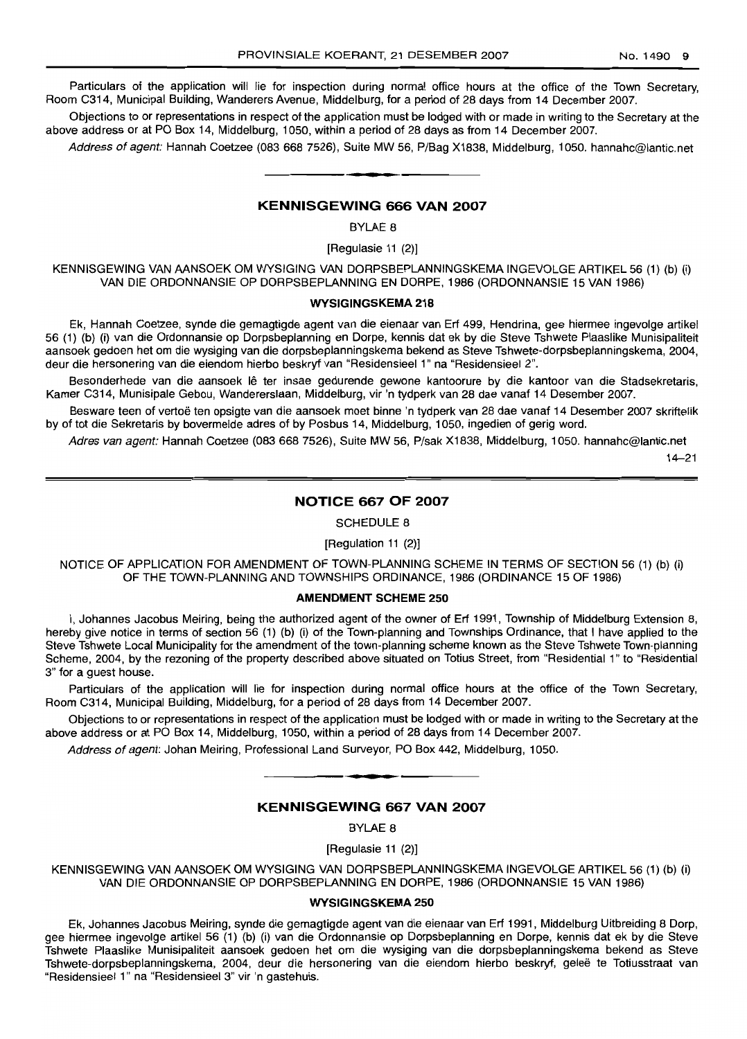Particulars of the application will lie for inspection during normal office hours at the office of the Town Secretary, Room C314, Municipal Building, Wanderers Avenue, Middelburg, for a period of 28 days from 14 December 2007.

Objections to or representations in respect of the application must be lodged with or made in writing to the Secretary at the above address or at PO Box 14, Middelburg, 1050, within a period of 28 days as from 14 December 2007.

*Address of agent:* Hannah Coetzee (083 668 7526), Suite MW 56, P/Bag X1838, Middelburg, 1050. hannahc@lantic.net

## KENNISGEWING 666 VAN 2007

BYLAE 8

[Regulasie 11 (2)]

KENNISGEWING VAN AANSOEK OM WYSIGING VAN DORPSBEPLANNINGSKEMA INGEVOLGE ARTIKEL 56 (1) (b) (i) VAN DIE ORDONNANSIE OP DORPSBEPLANNING EN DORPE, 1986 (ORDONNANSIE 15 VAN 1986)

**WYSIGINGSKEMA 218**

Ek, Hannah Coetzee, synde die gemagtigde agent van die eienaar van Erf 499, Hendrina, gee hiermee ingevolge artikel 56 (1) (b) (i) van die Ordonnansie op Dorpsbeplanning en Dorpe, kennis dat ek by die Steve Tshwete Plaaslike Munisipaliteit aansoek gedoen het om die wysiging van die dorpsbeplanningskema bekend as Steve Tshwete-dorpsbeplanningskema, 2004, deur die hersonering van die eiendom hierbo beskryf van "Residensieel 1" na "Residensieel 2".

Besonderhede van die aansoek lê ter insae gedurende gewone kantoorure by die kantoor van die Stadsekretaris, Kamer C314, Munisipale Gebou, Wandererslaan, Middelburg, vir 'n tydperk van 28 dae vanaf 14 Desember 2007.

Besware teen of vertoë ten opsigte van die aansoek moet binne 'n tydperk van 28 dae vanaf 14 Desember 2007 skriftelik by of tot die Sekretaris by bovermelde adres of by Posbus 14, Middelburg, 1050, ingedien of gerig word.

*Adres van agent:* Hannah Coetzee (083 668 7526), Suite MW 56, P/sak X1838, Middelburg, 1050. hannahc@lantic.net

14–21

## NOTICE 667 OF 2007

SCHEDULE 8

[Regulation 11 (2)]

NOTICE OF APPLICATION FOR AMENDMENT OF TOWN-PLANNING SCHEME IN TERMS OF SECTION 56 (1) (b) (i) OF THE TOWN-PLANNING AND TOWNSHIPS ORDINANCE, 1986 (ORDINANCE 15 OF 1986)

**AMENDMENT SCHEME 250**

I, Johannes Jacobus Meiring, being the authorized agent of the owner of Erf 1991, Township of Middelburg Extension 8, hereby give notice in terms of section 56 (1) (b) (i) of the Town-planning and Townships Ordinance, that I have applied to the Steve Tshwete Local Municipality for the amendment of the town-planning scheme known as the Steve Tshwete Town-planning Scheme, 2004, by the rezoning of the property described above situated on Totius Street, from "Residential 1" to "Residential 3" for a guest house.

Particulars of the application will lie for inspection during normal office hours at the office of the Town Secretary, Room C314, Municipal Building, Middelburg, for a period of 28 days from 14 December 2007.

Objections to or representations in respect of the application must be lodged with or made in writing to the Secretary at the above address or at PO Box 14, Middelburg, 1050, within a period of 28 days from 14 December 2007.

*Address of agent:* Johan Meiring, Professional Land Surveyor, PO Box 442, Middelburg, 1050.

## KENNISGEWING 667 VAN 2007

BYLAE 8

[Regulasie 11 (2)]

KENNISGEWING VAN AANSOEK OM WYSIGING VAN DORPSBEPLANNINGSKEMA INGEVOLGE ARTIKEL 56 (1) (b) (i) VAN DIE ORDONNANSIE OP DORPSBEPLANNING EN DORPE, 1986 (ORDONNANSIE 15 VAN 1986)

**WYSIGINGSKEMA 250**

Ek, Johannes Jacobus Meiring, synde die gemagtigde agent van die eienaar van Erf 1991, Middelburg Uitbreiding 8 Dorp, gee hiermee ingevolge artikel 56 (1) (b) (i) van die Ordonnansie op Dorpsbeplanning en Dorpe, kennis dat ek by die Steve Tshwete Plaaslike Munisipaliteit aansoek gedoen het om die wysiging van die dorpsbeplanningskema bekend as Steve Tshwete-dorpsbeplanningskema, 2004, deur die hersonering van die eiendom hierbo beskryf, geleë te Totiusstraat van "Residensieel 1" na "Residensieel 3" vir 'n gastehuis.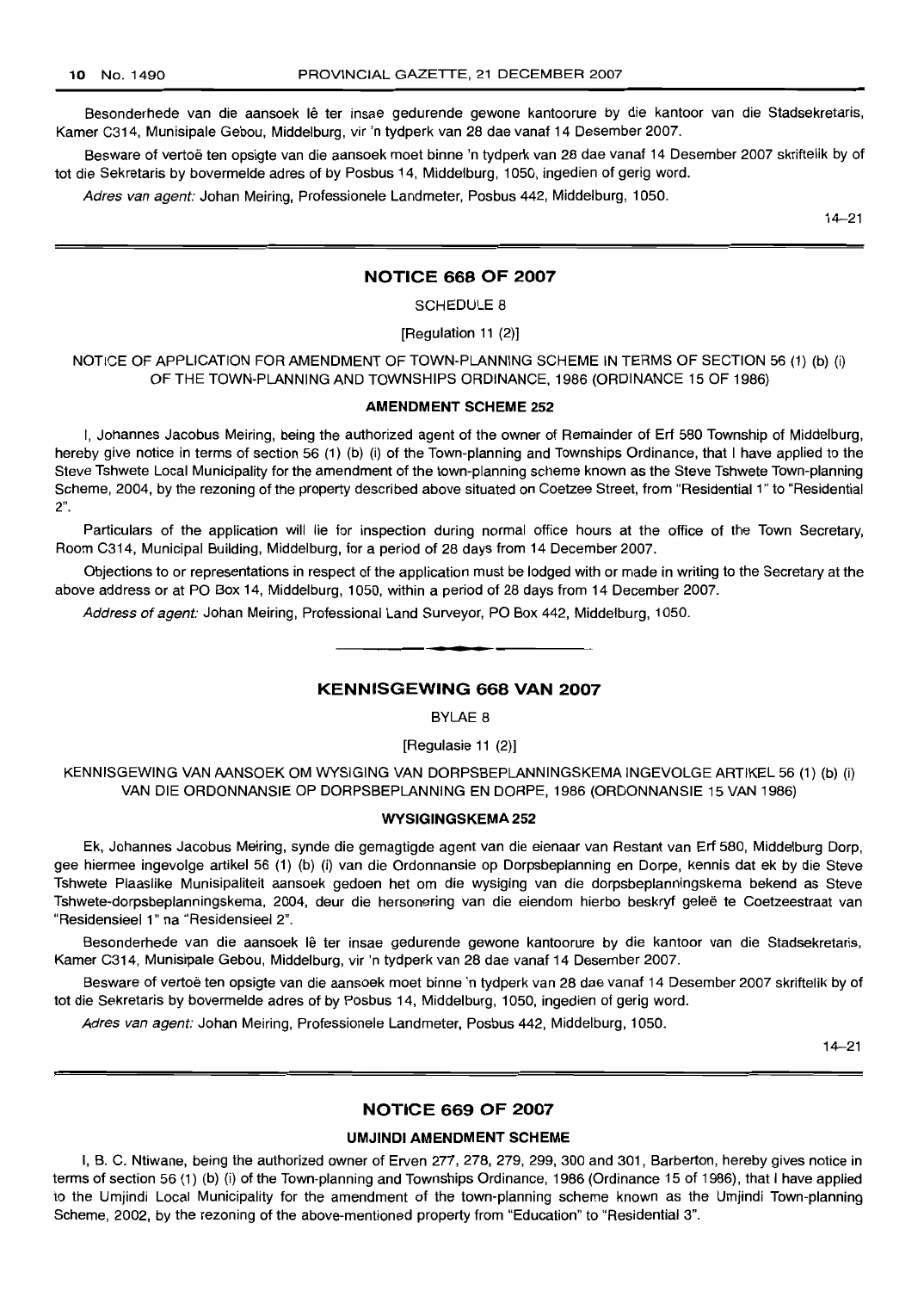Besonderhede van die aansoek lê ter insae gedurende gewone kantoorure by die kantoor van die Stadsekretaris, Kamer C314, Munisipale Gebou, Middelburg, vir 'n tydperk van 28 dae vanaf 14 Desember 2007.

Besware of vertoë ten opsigte van die aansoek moet binne 'n tydperk van 28 dae vanaf 14 Desember 2007 skriftelik by of tot die Sekretaris by bovermelde adres of by Posbus 14, Middelburg, 1050, ingedien of gerig word.

*Adres van agent:* Johan Meiring, Professionele Landmeter, Posbus 442, Middelburg, 1050.

14–21

## NOTICE 668 OF 2007

SCHEDULE 8

[Regulation 11 (2)]

NOTICE OF APPLICATION FOR AMENDMENT OF TOWN-PLANNING SCHEME IN TERMS OF SECTION 56 (1) (b) (i) OF THE TOWN-PLANNING AND TOWNSHIPS ORDINANCE, 1986 (ORDINANCE 15 OF 1986)

**AMENDMENT SCHEME 252**

I, Johannes Jacobus Meiring, being the authorized agent of the owner of Remainder of Erf 580 Township of Middelburg, hereby give notice in terms of section 56 (1) (b) (i) of the Town-planning and Townships Ordinance, that I have applied to the Steve Tshwete Local Municipality for the amendment of the town-planning scheme known as the Steve Tshwete Town-planning Scheme, 2004, by the rezoning of the property described above situated on Coetzee Street, from "Residential 1" to "Residential 2".

Particulars of the application will lie for inspection during normal office hours at the office of the Town Secretary, Room C314, Municipal Building, Middelburg, for a period of 28 days from 14 December 2007.

Objections to or representations in respect of the application must be lodged with or made in writing to the Secretary at the above address or at PO Box 14, Middelburg, 1050, within a period of 28 days from 14 December 2007.

*Address of agent:* Johan Meiring, Professional Land Surveyor, PO Box 442, Middelburg, 1050.

## KENNISGEWING 668 VAN 2007

BYLAE 8

[Regulasie 11 (2)]

KENNISGEWING VAN AANSOEK OM WYSIGING VAN DORPSBEPLANNINGSKEMA INGEVOLGE ARTIKEL 56 (1) (b) (i) VAN DIE ORDONNANSIE OP DORPSBEPLANNING EN DORPE, 1986 (ORDONNANSIE 15 VAN 1986)

**WYSIGINGSKEMA 252**

Ek, Johannes Jacobus Meiring, synde die gemagtigde agent van die eienaar van Restant van Erf 580, Middelburg Dorp, gee hiermee ingevolge artikel 56 (1) (b) (i) van die Ordonnansie op Dorpsbeplanning en Dorpe, kennis dat ek by die Steve Tshwete Plaaslike Munisipaliteit aansoek gedoen het om die wysiging van die dorpsbeplanningskema bekend as Steve Tshwete-dorpsbeplanningskema, 2004, deur die hersonering van die eiendom hierbo beskryf geleë te Coetzeestraat van "Residensieel 1" na "Residensieel 2".

Besonderhede van die aansoek lê ter insae gedurende gewone kantoorure by die kantoor van die Stadsekretaris, Kamer C314, Munisipale Gebou, Middelburg, vir 'n tydperk van 28 dae vanaf 14 Desember 2007.

Besware of vertoë ten opsigte van die aansoek moet binne 'n tydperk van 28 dae vanaf 14 Desember 2007 skriftelik by of tot die Sekretaris by bovermelde adres of by Posbus 14, Middelburg, 1050, ingedien of gerig word.

*Adres van agent:* Johan Meiring, Professionele Landmeter, Posbus 442, Middelburg, 1050.

14–21

## NOTICE 669 OF 2007

**UMJINDI AMENDMENT SCHEME**

I, B. C. Ntiwane, being the authorized owner of Erven 277, 278, 279, 299, 300 and 301, Barberton, hereby gives notice in terms of section 56 (1) (b) (i) of the Town-planning and Townships Ordinance, 1986 (Ordinance 15 of 1986), that I have applied to the Umjindi Local Municipality for the amendment of the town-planning scheme known as the Umjindi Town-planning Scheme, 2002, by the rezoning of the above-mentioned property from "Education" to "Residential 3".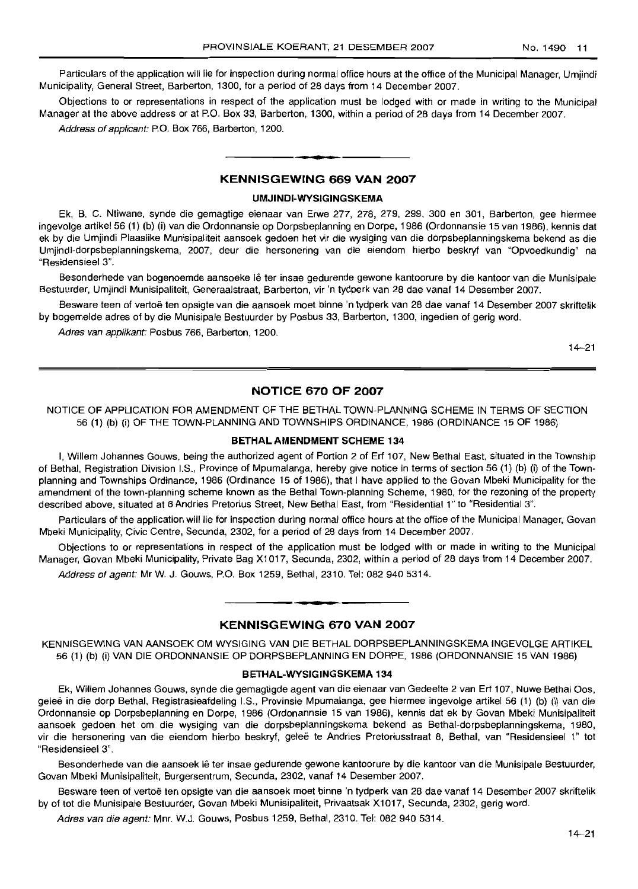Particulars of the application will lie for inspection during normal office hours at the office of the Municipal Manager, Umjindi Municipality, General Street, Barberton, 1300, for a period of 28 days from 14 December 2007.

Objections to or representations in respect of the application must be lodged with or made in writing to the Municipal Manager at the above address or at P.O. Box 33, Barberton, 1300, within a period of 28 days from 14 December 2007.

*Address of applicant:* P.O. Box 766, Barberton, 1200.

---

## KENNISGEWING 669 VAN 2007

### UMJINDI-WYSIGINGSKEMA

Ek, B. C. Ntiwane, synde die gemagtige eienaar van Erwe 277, 278, 279, 299, 300 en 301, Barberton, gee hiermee ingevolge artikel 56 (1) (b) (i) van die Ordonnansie op Dorpsbeplanning en Dorpe, 1986 (Ordonnansie 15 van 1986), kennis dat ek by die Umjindi Plaaslike Munisipaliteit aansoek gedoen het vir die wysiging van die dorpsbeplanningskema bekend as die Umjindi-dorpsbeplanningskema, 2007, deur die hersonering van die eiendom hierbo beskryf van "Opvoedkundig" na "Residensieel 3".

Besonderhede van bogenoemde aansoeke lê ter insae gedurende gewone kantoorure by die kantoor van die Munisipale Bestuurder, Umjindi Munisipaliteit, Generaalstraat, Barberton, vir 'n tydperk van 28 dae vanaf 14 Desember 2007.

Besware teen of vertoë ten opsigte van die aansoek moet binne 'n tydperk van 28 dae vanaf 14 Desember 2007 skriftelik by bogemelde adres of by die Munisipale Bestuurder by Posbus 33, Barberton, 1300, ingedien of gerig word.

*Adres van applikant:* Posbus 766, Barberton, 1200.

14–21

---

## NOTICE 670 OF 2007

NOTICE OF APPLICATION FOR AMENDMENT OF THE BETHAL TOWN-PLANNING SCHEME IN TERMS OF SECTION 56 (1) (b) (i) OF THE TOWN-PLANNING AND TOWNSHIPS ORDINANCE, 1986 (ORDINANCE 15 OF 1986)

### BETHAL AMENDMENT SCHEME 134

I, Willem Johannes Gouws, being the authorized agent of Portion 2 of Erf 107, New Bethal East, situated in the Township of Bethal, Registration Division I.S., Province of Mpumalanga, hereby give notice in terms of section 56 (1) (b) (i) of the Town-planning and Townships Ordinance, 1986 (Ordinance 15 of 1986), that I have applied to the Govan Mbeki Municipality for the amendment of the town-planning scheme known as the Bethal Town-planning Scheme, 1980, for the rezoning of the property described above, situated at 8 Andries Pretorius Street, New Bethal East, from "Residential 1" to "Residential 3".

Particulars of the application will lie for inspection during normal office hours at the office of the Municipal Manager, Govan Mbeki Municipality, Civic Centre, Secunda, 2302, for a period of 28 days from 14 December 2007.

Objections to or representations in respect of the application must be lodged with or made in writing to the Municipal Manager, Govan Mbeki Municipality, Private Bag X1017, Secunda, 2302, within a period of 28 days from 14 December 2007.

*Address of agent:* Mr W. J. Gouws, P.O. Box 1259, Bethal, 2310. Tel: 082 940 5314.

---

## KENNISGEWING 670 VAN 2007

KENNISGEWING VAN AANSOEK OM WYSIGING VAN DIE BETHAL DORPSBEPLANNINGSKEMA INGEVOLGE ARTIKEL 56 (1) (b) (i) VAN DIE ORDONNANSIE OP DORPSBEPLANNING EN DORPE, 1986 (ORDONNANSIE 15 VAN 1986)

### BETHAL-WYSIGINGSKEMA 134

Ek, Willem Johannes Gouws, synde die gemagtigde agent van die eienaar van Gedeelte 2 van Erf 107, Nuwe Bethal Oos, geleë in die dorp Bethal, Registrasieafdeling I.S., Provinsie Mpumalanga, gee hiermee ingevolge artikel 56 (1) (b) (i) van die Ordonnansie op Dorpsbeplanning en Dorpe, 1986 (Ordonannsie 15 van 1986), kennis dat ek by Govan Mbeki Munisipaliteit aansoek gedoen het om die wysiging van die dorpsbeplanningskema bekend as Bethal-dorpsbeplanningskema, 1980, vir die hersonering van die eiendom hierbo beskryf, geleë te Andries Pretoriusstraat 8, Bethal, van "Residensieel 1" tot "Residensieel 3".

Besonderhede van die aansoek lê ter insae gedurende gewone kantoorure by die kantoor van die Munisipale Bestuurder, Govan Mbeki Munisipaliteit, Burgersentrum, Secunda, 2302, vanaf 14 Desember 2007.

Besware teen of vertoë ten opsigte van die aansoek moet binne 'n tydperk van 28 dae vanaf 14 Desember 2007 skriftelik by of tot die Munisipale Bestuurder, Govan Mbeki Munisipaliteit, Privaatsak X1017, Secunda, 2302, gerig word.

*Adres van die agent:* Mnr. W.J. Gouws, Posbus 1259, Bethal, 2310. Tel: 082 940 5314.

14–21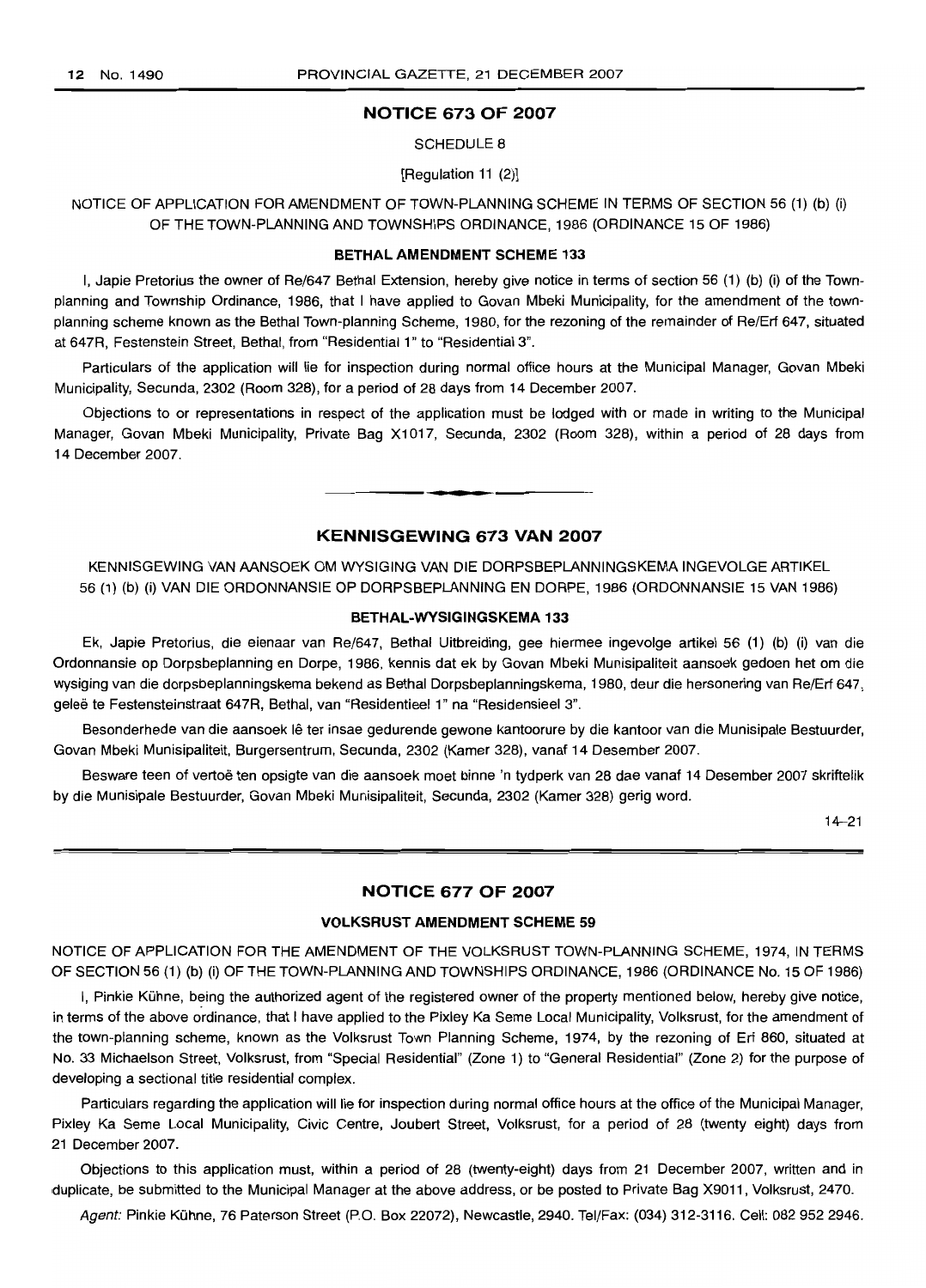## NOTICE 673 OF 2007

SCHEDULE 8

[Regulation 11 (2)]

NOTICE OF APPLICATION FOR AMENDMENT OF TOWN-PLANNING SCHEME IN TERMS OF SECTION 56 (1) (b) (i) OF THE TOWN-PLANNING AND TOWNSHIPS ORDINANCE, 1986 (ORDINANCE 15 OF 1986)

### BETHAL AMENDMENT SCHEME 133

I, Japie Pretorius the owner of Re/647 Bethal Extension, hereby give notice in terms of section 56 (1) (b) (i) of the Town-planning and Township Ordinance, 1986, that I have applied to Govan Mbeki Municipality, for the amendment of the town-planning scheme known as the Bethal Town-planning Scheme, 1980, for the rezoning of the remainder of Re/Erf 647, situated at 647R, Festenstein Street, Bethal, from "Residential 1" to "Residential 3".

Particulars of the application will lie for inspection during normal office hours at the Municipal Manager, Govan Mbeki Municipality, Secunda, 2302 (Room 328), for a period of 28 days from 14 December 2007.

Objections to or representations in respect of the application must be lodged with or made in writing to the Municipal Manager, Govan Mbeki Municipality, Private Bag X1017, Secunda, 2302 (Room 328), within a period of 28 days from 14 December 2007.

---

## KENNISGEWING 673 VAN 2007

KENNISGEWING VAN AANSOEK OM WYSIGING VAN DIE DORPSBEPLANNINGSKEMA INGEVOLGE ARTIKEL 56 (1) (b) (i) VAN DIE ORDONNANSIE OP DORPSBEPLANNING EN DORPE, 1986 (ORDONNANSIE 15 VAN 1986)

### BETHAL-WYSIGINGSKEMA 133

Ek, Japie Pretorius, die eienaar van Re/647, Bethal Uitbreiding, gee hiermee ingevolge artikel 56 (1) (b) (i) van die Ordonnansie op Dorpsbeplanning en Dorpe, 1986, kennis dat ek by Govan Mbeki Munisipaliteit aansoek gedoen het om die wysiging van die dorpsbeplanningskema bekend as Bethal Dorpsbeplanningskema, 1980, deur die hersonering van Re/Erf 647, geleë te Festensteinstraat 647R, Bethal, van "Residentieel 1" na "Residensieel 3".

Besonderhede van die aansoek lê ter insae gedurende gewone kantoorure by die kantoor van die Munisipale Bestuurder, Govan Mbeki Munisipaliteit, Burgersentrum, Secunda, 2302 (Kamer 328), vanaf 14 Desember 2007.

Besware teen of vertoë ten opsigte van die aansoek moet binne 'n tydperk van 28 dae vanaf 14 Desember 2007 skriftelik by die Munisipale Bestuurder, Govan Mbeki Munisipaliteit, Secunda, 2302 (Kamer 328) gerig word.

14–21

---

## NOTICE 677 OF 2007

### VOLKSRUST AMENDMENT SCHEME 59

NOTICE OF APPLICATION FOR THE AMENDMENT OF THE VOLKSRUST TOWN-PLANNING SCHEME, 1974, IN TERMS OF SECTION 56 (1) (b) (i) OF THE TOWN-PLANNING AND TOWNSHIPS ORDINANCE, 1986 (ORDINANCE No. 15 OF 1986)

I, Pinkie Kühne, being the authorized agent of the registered owner of the property mentioned below, hereby give notice, in terms of the above ordinance, that I have applied to the Pixley Ka Seme Local Municipality, Volksrust, for the amendment of the town-planning scheme, known as the Volksrust Town Planning Scheme, 1974, by the rezoning of Erf 860, situated at No. 33 Michaelson Street, Volksrust, from "Special Residential" (Zone 1) to "General Residential" (Zone 2) for the purpose of developing a sectional title residential complex.

Particulars regarding the application will lie for inspection during normal office hours at the office of the Municipal Manager, Pixley Ka Seme Local Municipality, Civic Centre, Joubert Street, Volksrust, for a period of 28 (twenty eight) days from 21 December 2007.

Objections to this application must, within a period of 28 (twenty-eight) days from 21 December 2007, written and in duplicate, be submitted to the Municipal Manager at the above address, or be posted to Private Bag X9011, Volksrust, 2470.

*Agent:* Pinkie Kühne, 76 Paterson Street (P.O. Box 22072), Newcastle, 2940. Tel/Fax: (034) 312-3116. Cell: 082 952 2946.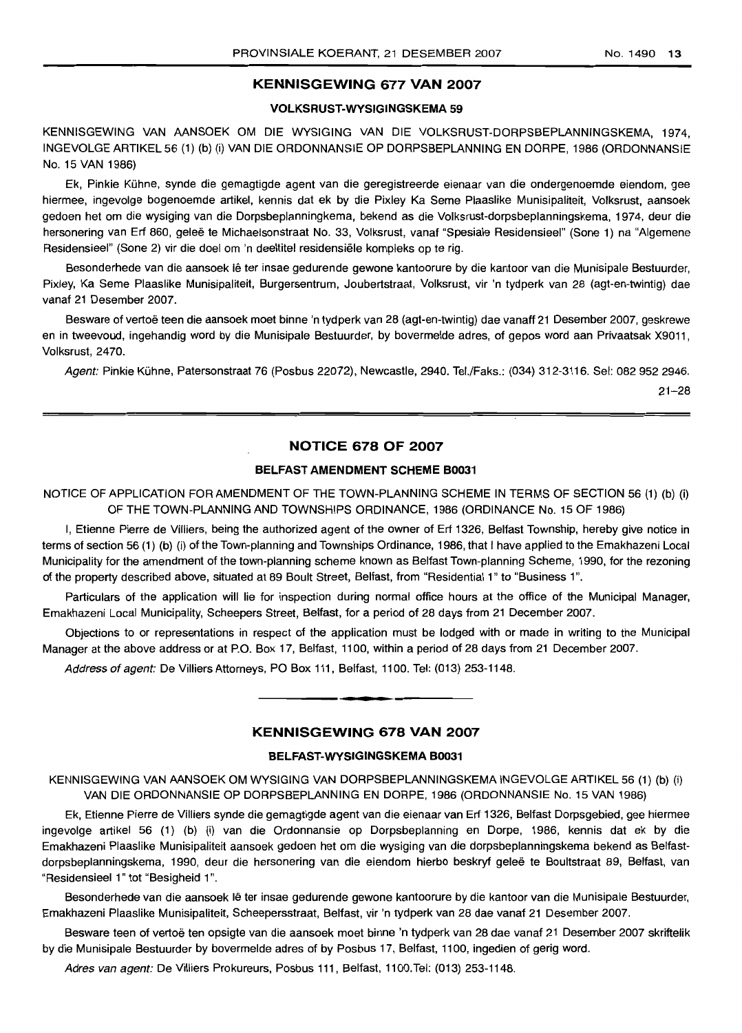## KENNISGEWING 677 VAN 2007

### VOLKSRUST-WYSIGINGSKEMA 59

KENNISGEWING VAN AANSOEK OM DIE WYSIGING VAN DIE VOLKSRUST-DORPSBEPLANNINGSKEMA, 1974, INGEVOLGE ARTIKEL 56 (1) (b) (i) VAN DIE ORDONNANSIE OP DORPSBEPLANNING EN DORPE, 1986 (ORDONNANSIE No. 15 VAN 1986)

Ek, Pinkie Kühne, synde die gemagtigde agent van die geregistreerde eienaar van die ondergenoemde eiendom, gee hiermee, ingevolge bogenoemde artikel, kennis dat ek by die Pixley Ka Seme Plaaslike Munisipaliteit, Volksrust, aansoek gedoen het om die wysiging van die Dorpsbeplanningkema, bekend as die Volksrust-dorpsbeplanningskema, 1974, deur die hersonering van Erf 860, geleë te Michaelsonstraat No. 33, Volksrust, vanaf "Spesiale Residensieel" (Sone 1) na "Algemene Residensieel" (Sone 2) vir die doel om 'n deeltitel residensiële kompleks op te rig.

Besonderhede van die aansoek lê ter insae gedurende gewone kantoorure by die kantoor van die Munisipale Bestuurder, Pixley, Ka Seme Plaaslike Munisipaliteit, Burgersentrum, Joubertstraat, Volksrust, vir 'n tydperk van 28 (agt-en-twintig) dae vanaf 21 Desember 2007.

Besware of vertoë teen die aansoek moet binne 'n tydperk van 28 (agt-en-twintig) dae vanaff 21 Desember 2007, geskrewe en in tweevoud, ingehandig word by die Munisipale Bestuurder, by bovermelde adres, of gepos word aan Privaatsak X9011, Volksrust, 2470.

*Agent:* Pinkie Kühne, Patersonstraat 76 (Posbus 22072), Newcastle, 2940. Tel./Faks.: (034) 312-3116. Sel: 082 952 2946.

21–28

---

## NOTICE 678 OF 2007

### BELFAST AMENDMENT SCHEME B0031

NOTICE OF APPLICATION FOR AMENDMENT OF THE TOWN-PLANNING SCHEME IN TERMS OF SECTION 56 (1) (b) (i) OF THE TOWN-PLANNING AND TOWNSHIPS ORDINANCE, 1986 (ORDINANCE No. 15 OF 1986)

I, Etienne Pierre de Villiers, being the authorized agent of the owner of Erf 1326, Belfast Township, hereby give notice in terms of section 56 (1) (b) (i) of the Town-planning and Townships Ordinance, 1986, that I have applied to the Emakhazeni Local Municipality for the amendment of the town-planning scheme known as Belfast Town-planning Scheme, 1990, for the rezoning of the property described above, situated at 89 Boult Street, Belfast, from "Residential 1" to "Business 1".

Particulars of the application will lie for inspection during normal office hours at the office of the Municipal Manager, Emakhazeni Local Municipality, Scheepers Street, Belfast, for a period of 28 days from 21 December 2007.

Objections to or representations in respect of the application must be lodged with or made in writing to the Municipal Manager at the above address or at P.O. Box 17, Belfast, 1100, within a period of 28 days from 21 December 2007.

*Address of agent:* De Villiers Attorneys, PO Box 111, Belfast, 1100. Tel: (013) 253-1148.

---

## KENNISGEWING 678 VAN 2007

### BELFAST-WYSIGINGSKEMA B0031

KENNISGEWING VAN AANSOEK OM WYSIGING VAN DORPSBEPLANNINGSKEMA INGEVOLGE ARTIKEL 56 (1) (b) (i) VAN DIE ORDONNANSIE OP DORPSBEPLANNING EN DORPE, 1986 (ORDONNANSIE No. 15 VAN 1986)

Ek, Etienne Pierre de Villiers synde die gemagtigde agent van die eienaar van Erf 1326, Belfast Dorpsgebied, gee hiermee ingevolge artikel 56 (1) (b) (i) van die Ordonnansie op Dorpsbeplanning en Dorpe, 1986, kennis dat ek by die Emakhazeni Plaaslike Munisipaliteit aansoek gedoen het om die wysiging van die dorpsbeplanningskema bekend as Belfast-dorpsbeplanningskema, 1990, deur die hersonering van die eiendom hierbo beskryf geleë te Boultstraat 89, Belfast, van "Residensieel 1" tot "Besigheid 1".

Besonderhede van die aansoek lê ter insae gedurende gewone kantoorure by die kantoor van die Munisipale Bestuurder, Emakhazeni Plaaslike Munisipaliteit, Scheepersstraat, Belfast, vir 'n tydperk van 28 dae vanaf 21 Desember 2007.

Besware teen of vertoë ten opsigte van die aansoek moet binne 'n tydperk van 28 dae vanaf 21 Desember 2007 skriftelik by die Munisipale Bestuurder by bovermelde adres of by Posbus 17, Belfast, 1100, ingedien of gerig word.

*Adres van agent:* De Villiers Prokureurs, Posbus 111, Belfast, 1100.Tel: (013) 253-1148.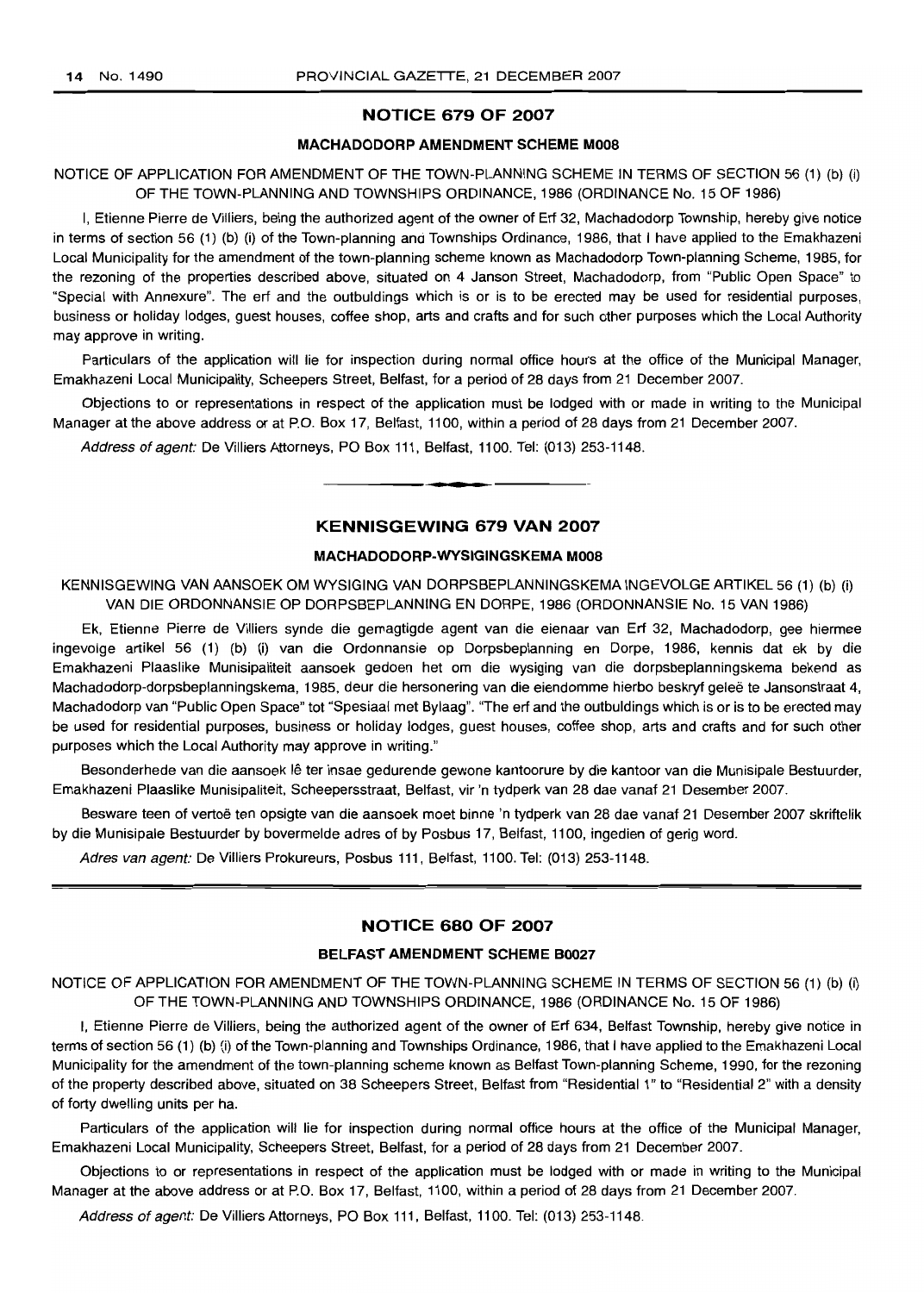## NOTICE 679 OF 2007

### MACHADODORP AMENDMENT SCHEME M008

NOTICE OF APPLICATION FOR AMENDMENT OF THE TOWN-PLANNING SCHEME IN TERMS OF SECTION 56 (1) (b) (i) OF THE TOWN-PLANNING AND TOWNSHIPS ORDINANCE, 1986 (ORDINANCE No. 15 OF 1986)

I, Etienne Pierre de Villiers, being the authorized agent of the owner of Erf 32, Machadodorp Township, hereby give notice in terms of section 56 (1) (b) (i) of the Town-planning and Townships Ordinance, 1986, that I have applied to the Emakhazeni Local Municipality for the amendment of the town-planning scheme known as Machadodorp Town-planning Scheme, 1985, for the rezoning of the properties described above, situated on 4 Janson Street, Machadodorp, from "Public Open Space" to "Special with Annexure". The erf and the outbuldings which is or is to be erected may be used for residential purposes, business or holiday lodges, guest houses, coffee shop, arts and crafts and for such other purposes which the Local Authority may approve in writing.

Particulars of the application will lie for inspection during normal office hours at the office of the Municipal Manager, Emakhazeni Local Municipality, Scheepers Street, Belfast, for a period of 28 days from 21 December 2007.

Objections to or representations in respect of the application must be lodged with or made in writing to the Municipal Manager at the above address or at P.O. Box 17, Belfast, 1100, within a period of 28 days from 21 December 2007.

*Address of agent:* De Villiers Attorneys, PO Box 111, Belfast, 1100. Tel: (013) 253-1148.

---

## KENNISGEWING 679 VAN 2007

### MACHADODORP-WYSIGINGSKEMA M008

KENNISGEWING VAN AANSOEK OM WYSIGING VAN DORPSBEPLANNINGSKEMA INGEVOLGE ARTIKEL 56 (1) (b) (i) VAN DIE ORDONNANSIE OP DORPSBEPLANNING EN DORPE, 1986 (ORDONNANSIE No. 15 VAN 1986)

Ek, Etienne Pierre de Villiers synde die gemagtigde agent van die eienaar van Erf 32, Machadodorp, gee hiermee ingevolge artikel 56 (1) (b) (i) van die Ordonnansie op Dorpsbeplanning en Dorpe, 1986, kennis dat ek by die Emakhazeni Plaaslike Munisipaliteit aansoek gedoen het om die wysiging van die dorpsbeplanningskema bekend as Machadodorp-dorpsbeplanningskema, 1985, deur die hersonering van die eiendomme hierbo beskryf geleë te Jansonstraat 4, Machadodorp van "Public Open Space" tot "Spesiaal met Bylaag". "The erf and the outbuldings which is or is to be erected may be used for residential purposes, business or holiday lodges, guest houses, coffee shop, arts and crafts and for such other purposes which the Local Authority may approve in writing."

Besonderhede van die aansoek lê ter insae gedurende gewone kantoorure by die kantoor van die Munisipale Bestuurder, Emakhazeni Plaaslike Munisipaliteit, Scheepersstraat, Belfast, vir 'n tydperk van 28 dae vanaf 21 Desember 2007.

Besware teen of vertoë ten opsigte van die aansoek moet binne 'n tydperk van 28 dae vanaf 21 Desember 2007 skriftelik by die Munisipale Bestuurder by bovermelde adres of by Posbus 17, Belfast, 1100, ingedien of gerig word.

*Adres van agent:* De Villiers Prokureurs, Posbus 111, Belfast, 1100. Tel: (013) 253-1148.

---

## NOTICE 680 OF 2007

### BELFAST AMENDMENT SCHEME B0027

NOTICE OF APPLICATION FOR AMENDMENT OF THE TOWN-PLANNING SCHEME IN TERMS OF SECTION 56 (1) (b) (i) OF THE TOWN-PLANNING AND TOWNSHIPS ORDINANCE, 1986 (ORDINANCE No. 15 OF 1986)

I, Etienne Pierre de Villiers, being the authorized agent of the owner of Erf 634, Belfast Township, hereby give notice in terms of section 56 (1) (b) (i) of the Town-planning and Townships Ordinance, 1986, that I have applied to the Emakhazeni Local Municipality for the amendment of the town-planning scheme known as Belfast Town-planning Scheme, 1990, for the rezoning of the property described above, situated on 38 Scheepers Street, Belfast from "Residential 1" to "Residential 2" with a density of forty dwelling units per ha.

Particulars of the application will lie for inspection during normal office hours at the office of the Municipal Manager, Emakhazeni Local Municipality, Scheepers Street, Belfast, for a period of 28 days from 21 December 2007.

Objections to or representations in respect of the application must be lodged with or made in writing to the Municipal Manager at the above address or at P.O. Box 17, Belfast, 1100, within a period of 28 days from 21 December 2007.

*Address of agent:* De Villiers Attorneys, PO Box 111, Belfast, 1100. Tel: (013) 253-1148.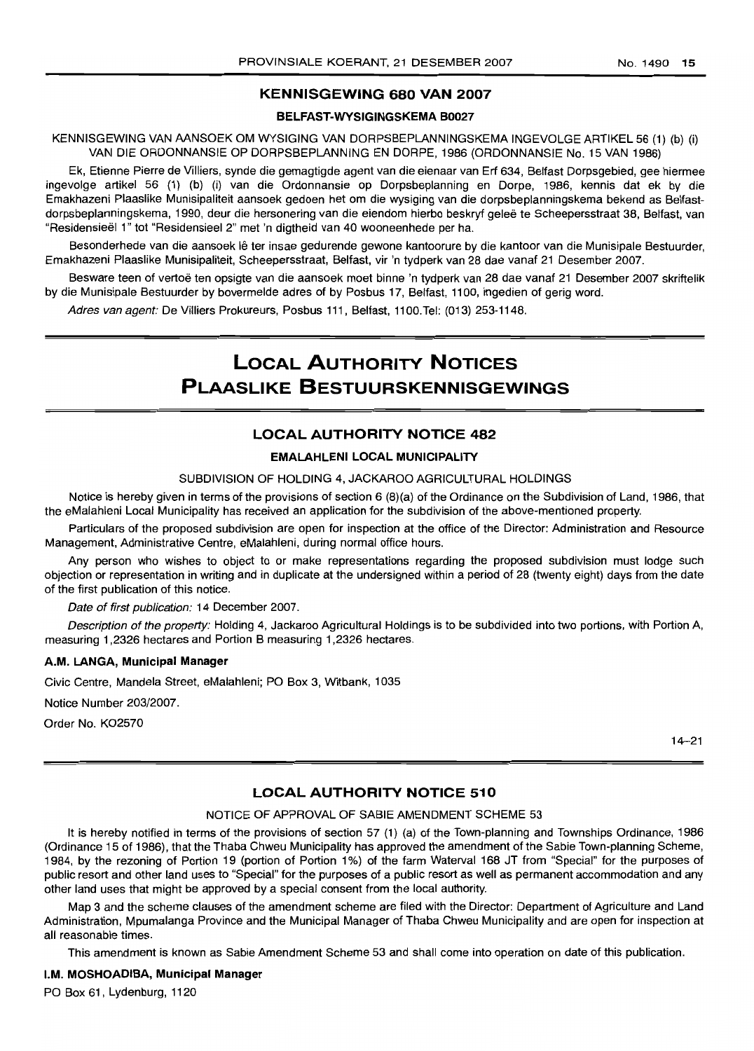## KENNISGEWING 680 VAN 2007

### BELFAST-WYSIGINGSKEMA B0027

KENNISGEWING VAN AANSOEK OM WYSIGING VAN DORPSBEPLANNINGSKEMA INGEVOLGE ARTIKEL 56 (1) (b) (i) VAN DIE ORDONNANSIE OP DORPSBEPLANNING EN DORPE, 1986 (ORDONNANSIE No. 15 VAN 1986)

Ek, Etienne Pierre de Villiers, synde die gemagtigde agent van die eienaar van Erf 634, Belfast Dorpsgebied, gee hiermee ingevolge artikel 56 (1) (b) (i) van die Ordonnansie op Dorpsbeplanning en Dorpe, 1986, kennis dat ek by die Emakhazeni Plaaslike Munisipaliteit aansoek gedoen het om die wysiging van die dorpsbeplanningskema bekend as Belfast-dorpsbeplanningskema, 1990, deur die hersonering van die eiendom hierbo beskryf geleë te Scheepersstraat 38, Belfast, van "Residensieël 1" tot "Residensieel 2" met 'n digtheid van 40 wooneenhede per ha.

Besonderhede van die aansoek lê ter insae gedurende gewone kantoorure by die kantoor van die Munisipale Bestuurder, Emakhazeni Plaaslike Munisipaliteit, Scheepersstraat, Belfast, vir 'n tydperk van 28 dae vanaf 21 Desember 2007.

Besware teen of vertoë ten opsigte van die aansoek moet binne 'n tydperk van 28 dae vanaf 21 Desember 2007 skriftelik by die Munisipale Bestuurder by bovermelde adres of by Posbus 17, Belfast, 1100, ingedien of gerig word.

*Adres van agent:* De Villiers Prokureurs, Posbus 111, Belfast, 1100.Tel: (013) 253-1148.

# LOCAL AUTHORITY NOTICES
# PLAASLIKE BESTUURSKENNISGEWINGS

## LOCAL AUTHORITY NOTICE 482

### EMALAHLENI LOCAL MUNICIPALITY

SUBDIVISION OF HOLDING 4, JACKAROO AGRICULTURAL HOLDINGS

Notice is hereby given in terms of the provisions of section 6 (8)(a) of the Ordinance on the Subdivision of Land, 1986, that the eMalahleni Local Municipality has received an application for the subdivision of the above-mentioned property.

Particulars of the proposed subdivision are open for inspection at the office of the Director: Administration and Resource Management, Administrative Centre, eMalahleni, during normal office hours.

Any person who wishes to object to or make representations regarding the proposed subdivision must lodge such objection or representation in writing and in duplicate at the undersigned within a period of 28 (twenty eight) days from the date of the first publication of this notice.

*Date of first publication:* 14 December 2007.

*Description of the property:* Holding 4, Jackaroo Agricultural Holdings is to be subdivided into two portions, with Portion A, measuring 1,2326 hectares and Portion B measuring 1,2326 hectares.

**A.M. LANGA, Municipal Manager**

Civic Centre, Mandela Street, eMalahleni; PO Box 3, Witbank, 1035

Notice Number 203/2007.

Order No. KO2570

14–21

## LOCAL AUTHORITY NOTICE 510

NOTICE OF APPROVAL OF SABIE AMENDMENT SCHEME 53

It is hereby notified in terms of the provisions of section 57 (1) (a) of the Town-planning and Townships Ordinance, 1986 (Ordinance 15 of 1986), that the Thaba Chweu Municipality has approved the amendment of the Sabie Town-planning Scheme, 1984, by the rezoning of Portion 19 (portion of Portion 1%) of the farm Waterval 168 JT from "Special" for the purposes of public resort and other land uses to "Special" for the purposes of a public resort as well as permanent accommodation and any other land uses that might be approved by a special consent from the local authority.

Map 3 and the scheme clauses of the amendment scheme are filed with the Director: Department of Agriculture and Land Administration, Mpumalanga Province and the Municipal Manager of Thaba Chweu Municipality and are open for inspection at all reasonable times.

This amendment is known as Sabie Amendment Scheme 53 and shall come into operation on date of this publication.

**I.M. MOSHOADIBA, Municipal Manager**

PO Box 61, Lydenburg, 1120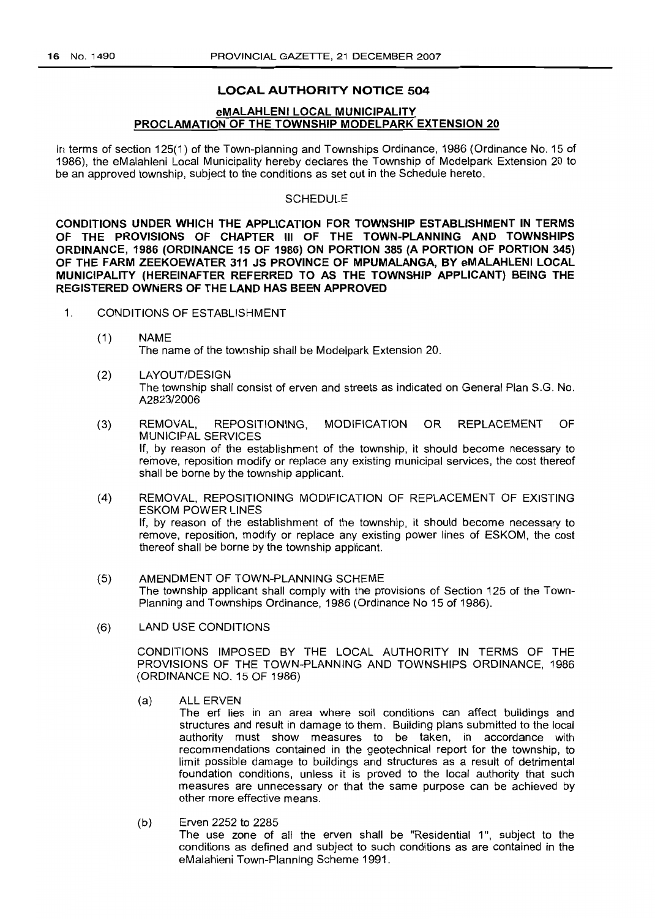## LOCAL AUTHORITY NOTICE 504

### eMALAHLENI LOCAL MUNICIPALITY
### PROCLAMATION OF THE TOWNSHIP MODELPARK EXTENSION 20

In terms of section 125(1) of the Town-planning and Townships Ordinance, 1986 (Ordinance No. 15 of 1986), the eMalahleni Local Municipality hereby declares the Township of Modelpark Extension 20 to be an approved township, subject to the conditions as set out in the Schedule hereto.

SCHEDULE

**CONDITIONS UNDER WHICH THE APPLICATION FOR TOWNSHIP ESTABLISHMENT IN TERMS OF THE PROVISIONS OF CHAPTER III OF THE TOWN-PLANNING AND TOWNSHIPS ORDINANCE, 1986 (ORDINANCE 15 OF 1986) ON PORTION 385 (A PORTION OF PORTION 345) OF THE FARM ZEEKOEWATER 311 JS PROVINCE OF MPUMALANGA, BY eMALAHLENI LOCAL MUNICIPALITY (HEREINAFTER REFERRED TO AS THE TOWNSHIP APPLICANT) BEING THE REGISTERED OWNERS OF THE LAND HAS BEEN APPROVED**

1. CONDITIONS OF ESTABLISHMENT

   (1) NAME
   The name of the township shall be Modelpark Extension 20.

   (2) LAYOUT/DESIGN
   The township shall consist of erven and streets as indicated on General Plan S.G. No. A2823/2006

   (3) REMOVAL, REPOSITIONING, MODIFICATION OR REPLACEMENT OF MUNICIPAL SERVICES
   If, by reason of the establishment of the township, it should become necessary to remove, reposition modify or replace any existing municipal services, the cost thereof shall be borne by the township applicant.

   (4) REMOVAL, REPOSITIONING MODIFICATION OF REPLACEMENT OF EXISTING ESKOM POWER LINES
   If, by reason of the establishment of the township, it should become necessary to remove, reposition, modify or replace any existing power lines of ESKOM, the cost thereof shall be borne by the township applicant.

   (5) AMENDMENT OF TOWN-PLANNING SCHEME
   The township applicant shall comply with the provisions of Section 125 of the Town-Planning and Townships Ordinance, 1986 (Ordinance No 15 of 1986).

   (6) LAND USE CONDITIONS

   CONDITIONS IMPOSED BY THE LOCAL AUTHORITY IN TERMS OF THE PROVISIONS OF THE TOWN-PLANNING AND TOWNSHIPS ORDINANCE, 1986 (ORDINANCE NO. 15 OF 1986)

   (a) ALL ERVEN
   The erf lies in an area where soil conditions can affect buildings and structures and result in damage to them. Building plans submitted to the local authority must show measures to be taken, in accordance with recommendations contained in the geotechnical report for the township, to limit possible damage to buildings and structures as a result of detrimental foundation conditions, unless it is proved to the local authority that such measures are unnecessary or that the same purpose can be achieved by other more effective means.

   (b) Erven 2252 to 2285
   The use zone of all the erven shall be "Residential 1", subject to the conditions as defined and subject to such conditions as are contained in the eMalahleni Town-Planning Scheme 1991.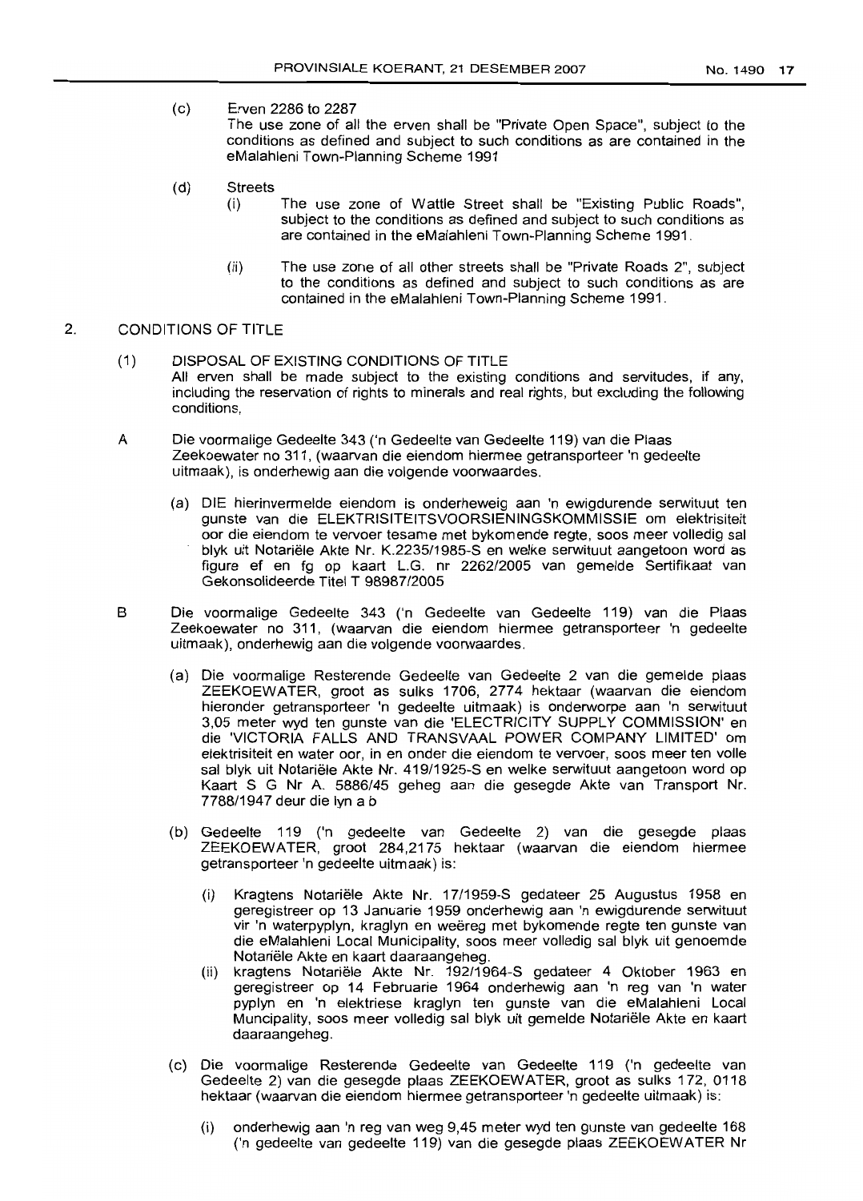(c) Erven 2286 to 2287
The use zone of all the erven shall be "Private Open Space", subject to the conditions as defined and subject to such conditions as are contained in the eMalahleni Town-Planning Scheme 1991

(d) Streets
   (i) The use zone of Wattle Street shall be "Existing Public Roads", subject to the conditions as defined and subject to such conditions as are contained in the eMalahleni Town-Planning Scheme 1991.

   (ii) The use zone of all other streets shall be "Private Roads 2", subject to the conditions as defined and subject to such conditions as are contained in the eMalahleni Town-Planning Scheme 1991.

2. CONDITIONS OF TITLE

(1) DISPOSAL OF EXISTING CONDITIONS OF TITLE
All erven shall be made subject to the existing conditions and servitudes, if any, including the reservation of rights to minerals and real rights, but excluding the following conditions,

A Die voormalige Gedeelte 343 ('n Gedeelte van Gedeelte 119) van die Plaas Zeekoewater no 311, (waarvan die eiendom hiermee getransporteer 'n gedeelte uitmaak), is onderhewig aan die volgende voorwaardes.

(a) DIE hierinvermelde eiendom is onderheweig aan 'n ewigdurende serwituut ten gunste van die ELEKTRISITEITSVOORSIENINGSKOMMISSIE om elektrisiteit oor die eiendom te vervoer tesame met bykomende regte, soos meer volledig sal blyk uit Notariële Akte Nr. K.2235/1985-S en welke serwituut aangetoon word as figure ef en fg op kaart L.G. nr 2262/2005 van gemelde Sertifikaat van Gekonsolideerde Titel T 98987/2005

B Die voormalige Gedeelte 343 ('n Gedeelte van Gedeelte 119) van die Plaas Zeekoewater no 311, (waarvan die eiendom hiermee getransporteer 'n gedeelte uitmaak), onderhewig aan die volgende voorwaardes.

(a) Die voormalige Resterende Gedeelte van Gedeelte 2 van die gemelde plaas ZEEKOEWATER, groot as sulks 1706, 2774 hektaar (waarvan die eiendom hieronder getransporteer 'n gedeelte uitmaak) is onderworpe aan 'n serwituut 3,05 meter wyd ten gunste van die 'ELECTRICITY SUPPLY COMMISSION' en die 'VICTORIA FALLS AND TRANSVAAL POWER COMPANY LIMITED' om elektrisiteit en water oor, in en onder die eiendom te vervoer, soos meer ten volle sal blyk uit Notariële Akte Nr. 419/1925-S en welke serwituut aangetoon word op Kaart S G Nr A. 5886/45 geheg aan die gesegde Akte van Transport Nr. 7788/1947 deur die lyn a b

(b) Gedeelte 119 ('n gedeelte van Gedeelte 2) van die gesegde plaas ZEEKOEWATER, groot 284,2175 hektaar (waarvan die eiendom hiermee getransporteer 'n gedeelte uitmaak) is:

   (i) Kragtens Notariële Akte Nr. 17/1959-S gedateer 25 Augustus 1958 en geregistreer op 13 Januarie 1959 onderhewig aan 'n ewigdurende serwituut vir 'n waterpyplyn, kraglyn en weëreg met bykomende regte ten gunste van die eMalahleni Local Municipality, soos meer volledig sal blyk uit genoemde Notariële Akte en kaart daaraangeheg.
   (ii) kragtens Notariële Akte Nr. 192/1964-S gedateer 4 Oktober 1963 en geregistreer op 14 Februarie 1964 onderhewig aan 'n reg van 'n water pyplyn en 'n elektriese kraglyn ten gunste van die eMalahleni Local Muncipality, soos meer volledig sal blyk uit gemelde Notariële Akte en kaart daaraangeheg.

(c) Die voormalige Resterende Gedeelte van Gedeelte 119 ('n gedeelte van Gedeelte 2) van die gesegde plaas ZEEKOEWATER, groot as sulks 172, 0118 hektaar (waarvan die eiendom hiermee getransporteer 'n gedeelte uitmaak) is:

   (i) onderhewig aan 'n reg van weg 9,45 meter wyd ten gunste van gedeelte 168 ('n gedeelte van gedeelte 119) van die gesegde plaas ZEEKOEWATER Nr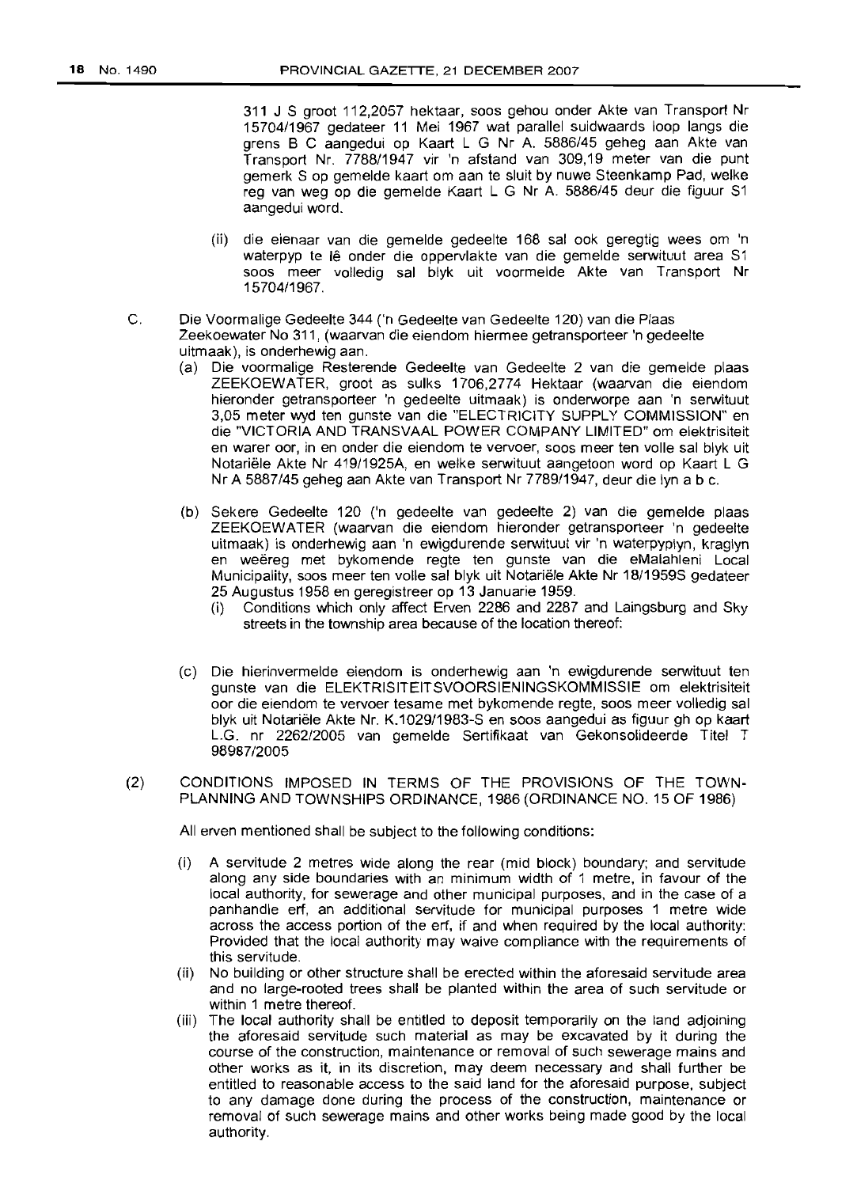311 J S groot 112,2057 hektaar, soos gehou onder Akte van Transport Nr 15704/1967 gedateer 11 Mei 1967 wat parallel suidwaards loop langs die grens B C aangedui op Kaart L G Nr A. 5886/45 geheg aan Akte van Transport Nr. 7788/1947 vir 'n afstand van 309,19 meter van die punt gemerk S op gemelde kaart om aan te sluit by nuwe Steenkamp Pad, welke reg van weg op die gemelde Kaart L G Nr A. 5886/45 deur die figuur S1 aangedui word.

(ii) die eienaar van die gemelde gedeelte 168 sal ook geregtig wees om 'n waterpyp te lê onder die oppervlakte van die gemelde serwituut area S1 soos meer volledig sal blyk uit voormelde Akte van Transport Nr 15704/1967.

C. Die Voormalige Gedeelte 344 ('n Gedeelte van Gedeelte 120) van die Plaas Zeekoewater No 311, (waarvan die eiendom hiermee getransporteer 'n gedeelte uitmaak), is onderhewig aan.

(a) Die voormalige Resterende Gedeelte van Gedeelte 2 van die gemelde plaas ZEEKOEWATER, groot as sulks 1706,2774 Hektaar (waarvan die eiendom hieronder getransporteer 'n gedeelte uitmaak) is onderworpe aan 'n serwituut 3,05 meter wyd ten gunste van die "ELECTRICITY SUPPLY COMMISSION" en die "VICTORIA AND TRANSVAAL POWER COMPANY LIMITED" om elektrisiteit en warer oor, in en onder die eiendom te vervoer, soos meer ten volle sal blyk uit Notariële Akte Nr 419/1925A, en welke serwituut aangetoon word op Kaart L G Nr A 5887/45 geheg aan Akte van Transport Nr 7789/1947, deur die lyn a b c.

(b) Sekere Gedeelte 120 ('n gedeelte van gedeelte 2) van die gemelde plaas ZEEKOEWATER (waarvan die eiendom hieronder getransporteer 'n gedeelte uitmaak) is onderhewig aan 'n ewigdurende serwituut vir 'n waterpyplyn, kraglyn en weëreg met bykomende regte ten gunste van die eMalahleni Local Municipality, soos meer ten volle sal blyk uit Notariële Akte Nr 18/1959S gedateer 25 Augustus 1958 en geregistreer op 13 Januarie 1959.

(i) Conditions which only affect Erven 2286 and 2287 and Laingsburg and Sky streets in the township area because of the location thereof:

(c) Die hierinvermelde eiendom is onderhewig aan 'n ewigdurende serwituut ten gunste van die ELEKTRISITEITSVOORSIENINGSKOMMISSIE om elektrisiteit oor die eiendom te vervoer tesame met bykomende regte, soos meer volledig sal blyk uit Notariële Akte Nr. K.1029/1983-S en soos aangedui as figuur gh op kaart L.G. nr 2262/2005 van gemelde Sertifikaat van Gekonsolideerde Titel T 98987/2005

(2) CONDITIONS IMPOSED IN TERMS OF THE PROVISIONS OF THE TOWN-PLANNING AND TOWNSHIPS ORDINANCE, 1986 (ORDINANCE NO. 15 OF 1986)

All erven mentioned shall be subject to the following conditions:

(i) A servitude 2 metres wide along the rear (mid block) boundary; and servitude along any side boundaries with an minimum width of 1 metre, in favour of the local authority, for sewerage and other municipal purposes, and in the case of a panhandle erf, an additional servitude for municipal purposes 1 metre wide across the access portion of the erf, if and when required by the local authority: Provided that the local authority may waive compliance with the requirements of this servitude.

(ii) No building or other structure shall be erected within the aforesaid servitude area and no large-rooted trees shall be planted within the area of such servitude or within 1 metre thereof.

(iii) The local authority shall be entitled to deposit temporarily on the land adjoining the aforesaid servitude such material as may be excavated by it during the course of the construction, maintenance or removal of such sewerage mains and other works as it, in its discretion, may deem necessary and shall further be entitled to reasonable access to the said land for the aforesaid purpose, subject to any damage done during the process of the construction, maintenance or removal of such sewerage mains and other works being made good by the local authority.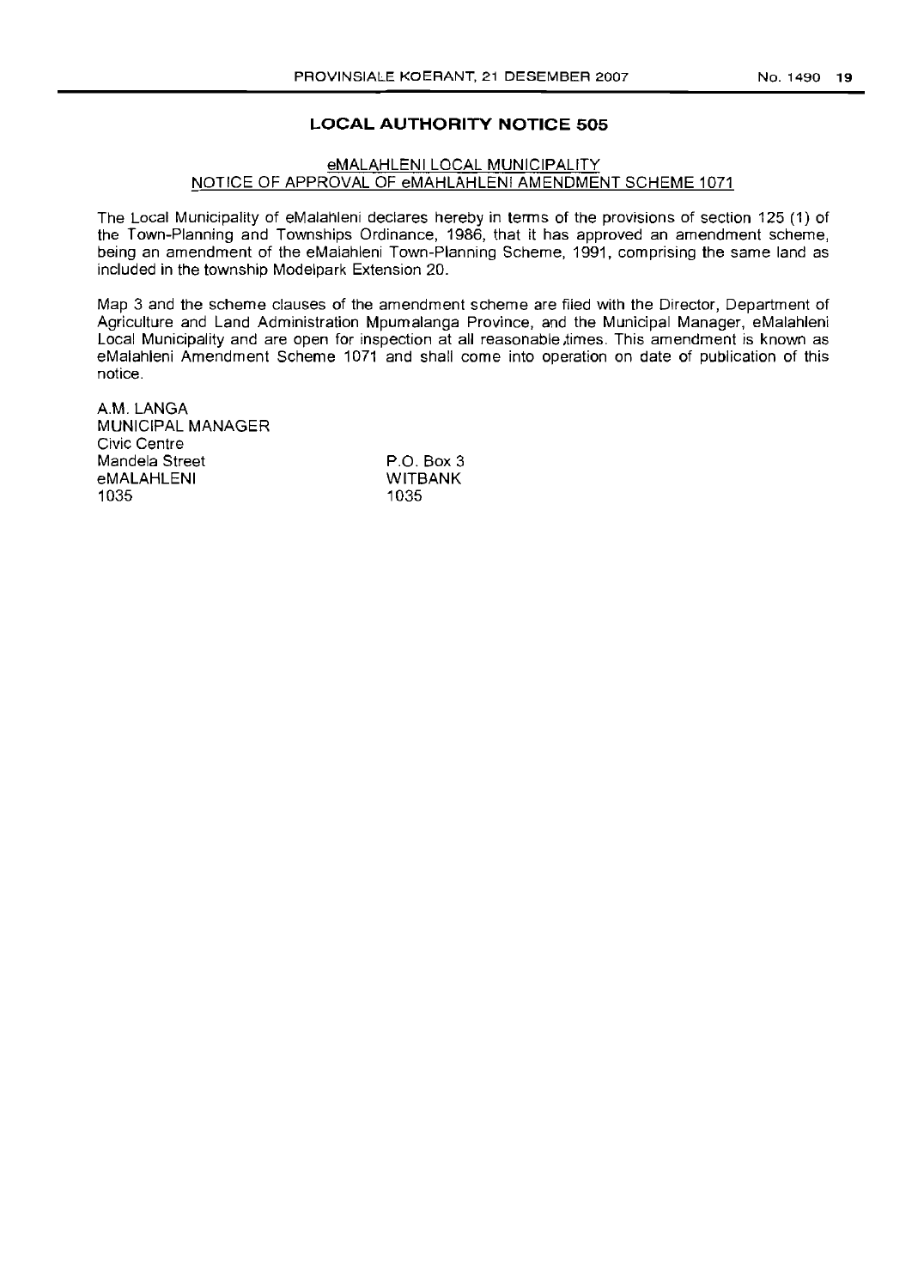## LOCAL AUTHORITY NOTICE 505

### eMALAHLENI LOCAL MUNICIPALITY
### NOTICE OF APPROVAL OF eMAHLAHLENI AMENDMENT SCHEME 1071

The Local Municipality of eMalahleni declares hereby in terms of the provisions of section 125 (1) of the Town-Planning and Townships Ordinance, 1986, that it has approved an amendment scheme, being an amendment of the eMalahleni Town-Planning Scheme, 1991, comprising the same land as included in the township Modelpark Extension 20.

Map 3 and the scheme clauses of the amendment scheme are filed with the Director, Department of Agriculture and Land Administration Mpumalanga Province, and the Municipal Manager, eMalahleni Local Municipality and are open for inspection at all reasonable times. This amendment is known as eMalahleni Amendment Scheme 1071 and shall come into operation on date of publication of this notice.

A.M. LANGA
MUNICIPAL MANAGER
Civic Centre
Mandela Street
eMALAHLENI
1035

P.O. Box 3
WITBANK
1035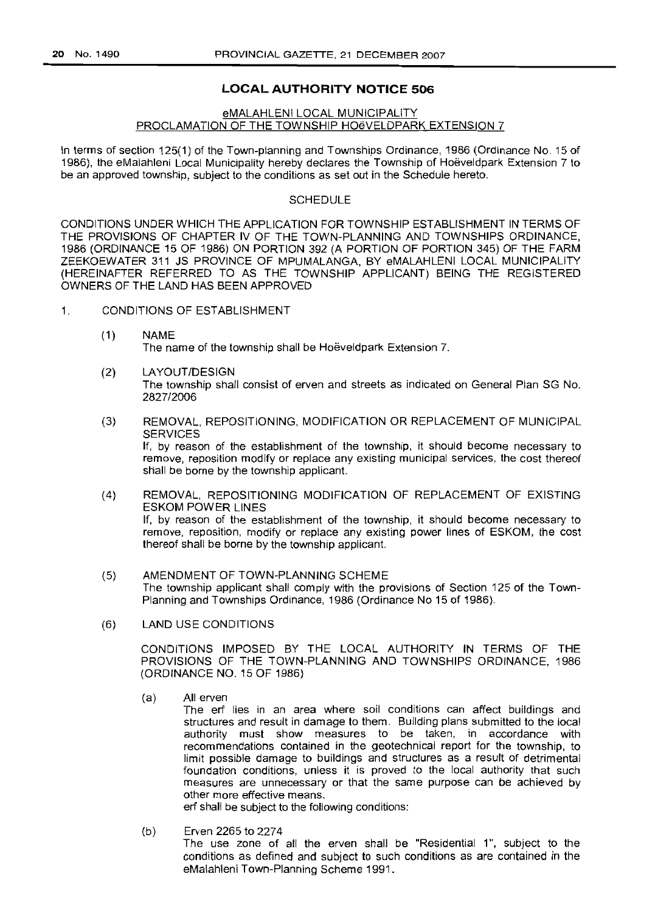## LOCAL AUTHORITY NOTICE 506

eMALAHLENI LOCAL MUNICIPALITY
PROCLAMATION OF THE TOWNSHIP HOëVELDPARK EXTENSION 7

In terms of section 125(1) of the Town-planning and Townships Ordinance, 1986 (Ordinance No. 15 of 1986), the eMalahleni Local Municipality hereby declares the Township of Hoëveldpark Extension 7 to be an approved township, subject to the conditions as set out in the Schedule hereto.

SCHEDULE

CONDITIONS UNDER WHICH THE APPLICATION FOR TOWNSHIP ESTABLISHMENT IN TERMS OF THE PROVISIONS OF CHAPTER IV OF THE TOWN-PLANNING AND TOWNSHIPS ORDINANCE, 1986 (ORDINANCE 15 OF 1986) ON PORTION 392 (A PORTION OF PORTION 345) OF THE FARM ZEEKOEWATER 311 JS PROVINCE OF MPUMALANGA, BY eMALAHLENI LOCAL MUNICIPALITY (HEREINAFTER REFERRED TO AS THE TOWNSHIP APPLICANT) BEING THE REGISTERED OWNERS OF THE LAND HAS BEEN APPROVED

1. CONDITIONS OF ESTABLISHMENT

   (1) NAME
   The name of the township shall be Hoëveldpark Extension 7.

   (2) LAYOUT/DESIGN
   The township shall consist of erven and streets as indicated on General Plan SG No. 2827/2006

   (3) REMOVAL, REPOSITIONING, MODIFICATION OR REPLACEMENT OF MUNICIPAL SERVICES
   If, by reason of the establishment of the township, it should become necessary to remove, reposition modify or replace any existing municipal services, the cost thereof shall be borne by the township applicant.

   (4) REMOVAL, REPOSITIONING MODIFICATION OF REPLACEMENT OF EXISTING ESKOM POWER LINES
   If, by reason of the establishment of the township, it should become necessary to remove, reposition, modify or replace any existing power lines of ESKOM, the cost thereof shall be borne by the township applicant.

   (5) AMENDMENT OF TOWN-PLANNING SCHEME
   The township applicant shall comply with the provisions of Section 125 of the Town-Planning and Townships Ordinance, 1986 (Ordinance No 15 of 1986).

   (6) LAND USE CONDITIONS

   CONDITIONS IMPOSED BY THE LOCAL AUTHORITY IN TERMS OF THE PROVISIONS OF THE TOWN-PLANNING AND TOWNSHIPS ORDINANCE, 1986 (ORDINANCE NO. 15 OF 1986)

   (a) All erven
   The erf lies in an area where soil conditions can affect buildings and structures and result in damage to them. Building plans submitted to the local authority must show measures to be taken, in accordance with recommendations contained in the geotechnical report for the township, to limit possible damage to buildings and structures as a result of detrimental foundation conditions, unless it is proved to the local authority that such measures are unnecessary or that the same purpose can be achieved by other more effective means.
   erf shall be subject to the following conditions:

   (b) Erven 2265 to 2274
   The use zone of all the erven shall be "Residential 1", subject to the conditions as defined and subject to such conditions as are contained in the eMalahleni Town-Planning Scheme 1991.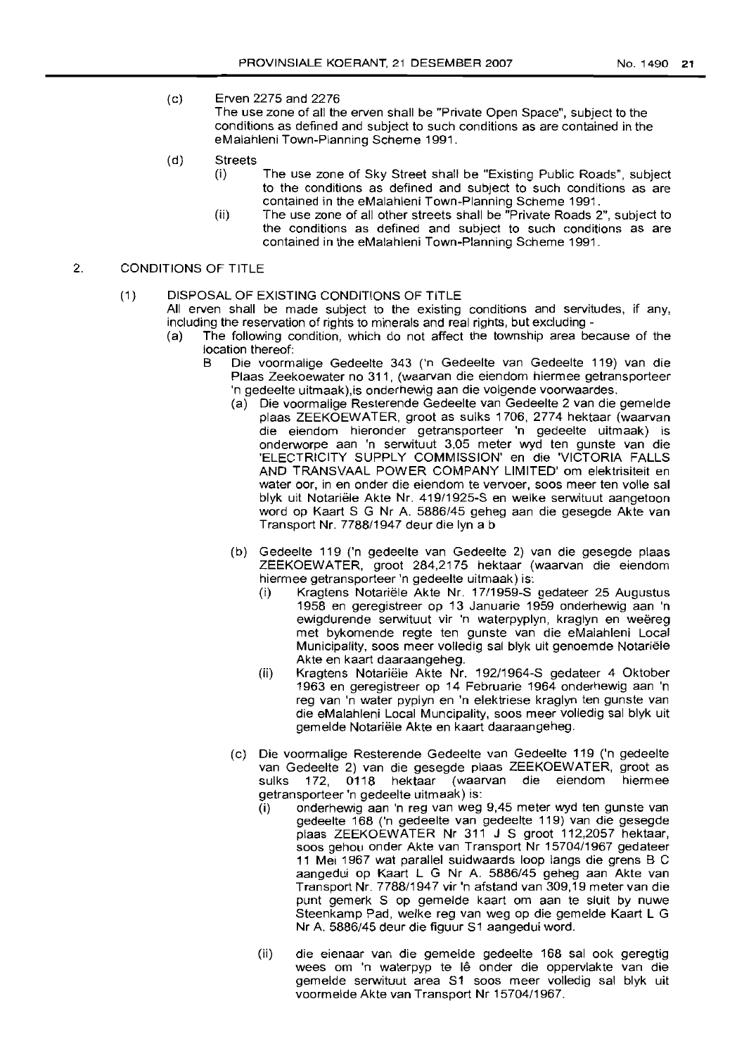(c) Erven 2275 and 2276

The use zone of all the erven shall be "Private Open Space", subject to the conditions as defined and subject to such conditions as are contained in the eMalahleni Town-Planning Scheme 1991.

(d) Streets

(i) The use zone of Sky Street shall be "Existing Public Roads", subject to the conditions as defined and subject to such conditions as are contained in the eMalahleni Town-Planning Scheme 1991.

(ii) The use zone of all other streets shall be "Private Roads 2", subject to the conditions as defined and subject to such conditions as are contained in the eMalahleni Town-Planning Scheme 1991.

2. CONDITIONS OF TITLE

(1) DISPOSAL OF EXISTING CONDITIONS OF TITLE

All erven shall be made subject to the existing conditions and servitudes, if any, including the reservation of rights to minerals and real rights, but excluding -

(a) The following condition, which do not affect the township area because of the location thereof:

B Die voormalige Gedeelte 343 ('n Gedeelte van Gedeelte 119) van die Plaas Zeekoewater no 311, (waarvan die eiendom hiermee getransporteer 'n gedeelte uitmaak),is onderhewig aan die volgende voorwaardes.

(a) Die voormalige Resterende Gedeelte van Gedeelte 2 van die gemelde plaas ZEEKOEWATER, groot as sulks 1706, 2774 hektaar (waarvan die eiendom hieronder getransporteer 'n gedeelte uitmaak) is onderworpe aan 'n serwituut 3,05 meter wyd ten gunste van die 'ELECTRICITY SUPPLY COMMISSION' en die 'VICTORIA FALLS AND TRANSVAAL POWER COMPANY LIMITED' om elektrisiteit en water oor, in en onder die eiendom te vervoer, soos meer ten volle sal blyk uit Notariële Akte Nr. 419/1925-S en welke serwituut aangetoon word op Kaart S G Nr A. 5886/45 geheg aan die gesegde Akte van Transport Nr. 7788/1947 deur die lyn a b

(b) Gedeelte 119 ('n gedeelte van Gedeelte 2) van die gesegde plaas ZEEKOEWATER, groot 284,2175 hektaar (waarvan die eiendom hiermee getransporteer 'n gedeelte uitmaak) is:

(i) Kragtens Notariële Akte Nr. 17/1959-S gedateer 25 Augustus 1958 en geregistreer op 13 Januarie 1959 onderhewig aan 'n ewigdurende serwituut vir 'n waterpyplyn, kraglyn en weëreg met bykomende regte ten gunste van die eMalahleni Local Municipality, soos meer volledig sal blyk uit genoemde Notariële Akte en kaart daaraangeheg.

(ii) Kragtens Notariële Akte Nr. 192/1964-S gedateer 4 Oktober 1963 en geregistreer op 14 Februarie 1964 onderhewig aan 'n reg van 'n water pyplyn en 'n elektriese kraglyn ten gunste van die eMalahleni Local Muncipality, soos meer volledig sal blyk uit gemelde Notariële Akte en kaart daaraangeheg.

(c) Die voormalige Resterende Gedeelte van Gedeelte 119 ('n gedeelte van Gedeelte 2) van die gesegde plaas ZEEKOEWATER, groot as sulks 172, 0118 hektaar (waarvan die eiendom hiermee getransporteer 'n gedeelte uitmaak) is:

(i) onderhewig aan 'n reg van weg 9,45 meter wyd ten gunste van gedeelte 168 ('n gedeelte van gedeelte 119) van die gesegde plaas ZEEKOEWATER Nr 311 J S groot 112,2057 hektaar, soos gehou onder Akte van Transport Nr 15704/1967 gedateer 11 Mei 1967 wat parallel suidwaards loop langs die grens B C aangedui op Kaart L G Nr A. 5886/45 geheg aan Akte van Transport Nr. 7788/1947 vir 'n afstand van 309,19 meter van die punt gemerk S op gemelde kaart om aan te sluit by nuwe Steenkamp Pad, welke reg van weg op die gemelde Kaart L G Nr A. 5886/45 deur die figuur S1 aangedui word.

(ii) die eienaar van die gemelde gedeelte 168 sal ook geregtig wees om 'n waterpyp te lê onder die oppervlakte van die gemelde serwituut area S1 soos meer volledig sal blyk uit voormelde Akte van Transport Nr 15704/1967.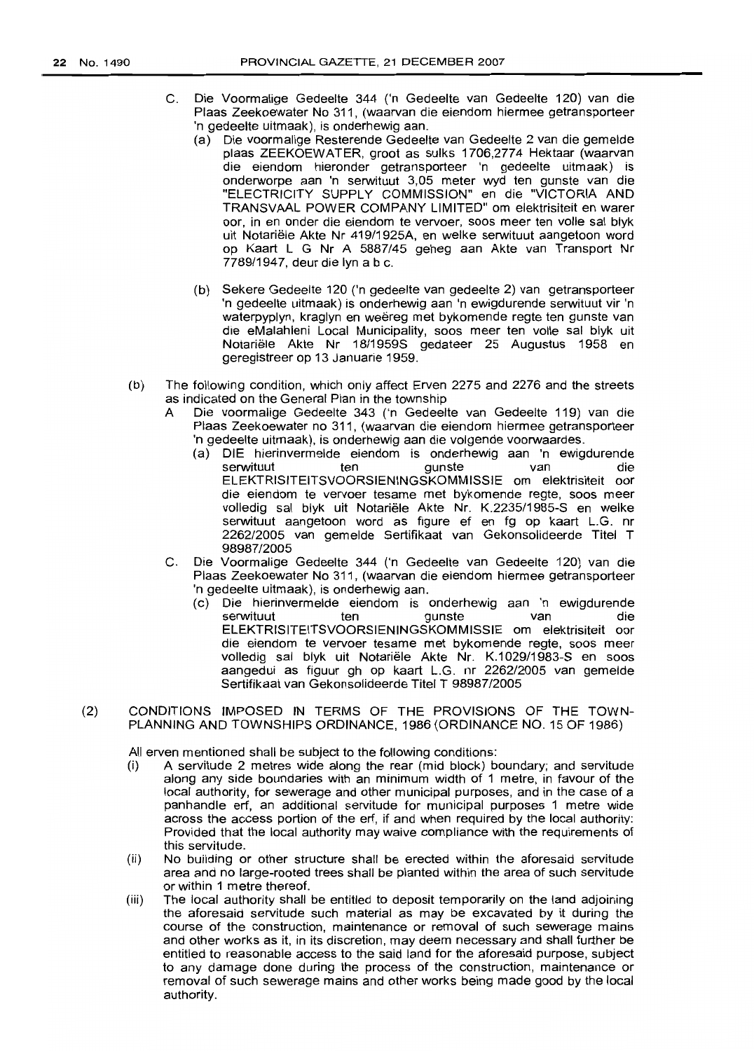C. Die Voormalige Gedeelte 344 ('n Gedeelte van Gedeelte 120) van die Plaas Zeekoewater No 311, (waarvan die eiendom hiermee getransporteer 'n gedeelte uitmaak), is onderhewig aan.

   (a) Die voormalige Resterende Gedeelte van Gedeelte 2 van die gemelde plaas ZEEKOEWATER, groot as sulks 1706,2774 Hektaar (waarvan die eiendom hieronder getransporteer 'n gedeelte uitmaak) is onderworpe aan 'n serwituut 3,05 meter wyd ten gunste van die "ELECTRICITY SUPPLY COMMISSION" en die "VICTORIA AND TRANSVAAL POWER COMPANY LIMITED" om elektrisiteit en warer oor, in en onder die eiendom te vervoer, soos meer ten volle sal blyk uit Notariële Akte Nr 419/1925A, en welke serwituut aangetoon word op Kaart L G Nr A 5887/45 geheg aan Akte van Transport Nr 7789/1947, deur die lyn a b c.

   (b) Sekere Gedeelte 120 ('n gedeelte van gedeelte 2) van getransporteer 'n gedeelte uitmaak) is onderhewig aan 'n ewigdurende serwituut vir 'n waterpyplyn, kraglyn en weëreg met bykomende regte ten gunste van die eMalahleni Local Municipality, soos meer ten volle sal blyk uit Notariële Akte Nr 18/1959S gedateer 25 Augustus 1958 en geregistreer op 13 Januarie 1959.

(b) The following condition, which only affect Erven 2275 and 2276 and the streets as indicated on the General Plan in the township

A Die voormalige Gedeelte 343 ('n Gedeelte van Gedeelte 119) van die Plaas Zeekoewater no 311, (waarvan die eiendom hiermee getransporteer 'n gedeelte uitmaak), is onderhewig aan die volgende voorwaardes.

   (a) DIE hierinvermelde eiendom is onderhewig aan 'n ewigdurende serwituut ten gunste van die ELEKTRISITEITSVOORSIENINGSKOMMISSIE om elektrisiteit oor die eiendom te vervoer tesame met bykomende regte, soos meer volledig sal blyk uit Notariële Akte Nr. K.2235/1985-S en welke serwituut aangetoon word as figure ef en fg op kaart L.G. nr 2262/2005 van gemelde Sertifikaat van Gekonsolideerde Titel T 98987/2005

C. Die Voormalige Gedeelte 344 ('n Gedeelte van Gedeelte 120) van die Plaas Zeekoewater No 311, (waarvan die eiendom hiermee getransporteer 'n gedeelte uitmaak), is onderhewig aan.

   (c) Die hierinvermelde eiendom is onderhewig aan 'n ewigdurende serwituut ten gunste van die ELEKTRISITEITSVOORSIENINGSKOMMISSIE om elektrisiteit oor die eiendom te vervoer tesame met bykomende regte, soos meer volledig sal blyk uit Notariële Akte Nr. K.1029/1983-S en soos aangedui as figuur gh op kaart L.G. nr 2262/2005 van gemelde Sertifikaat van Gekonsolideerde Titel T 98987/2005

(2) CONDITIONS IMPOSED IN TERMS OF THE PROVISIONS OF THE TOWN-PLANNING AND TOWNSHIPS ORDINANCE, 1986 (ORDINANCE NO. 15 OF 1986)

All erven mentioned shall be subject to the following conditions:

(i) A servitude 2 metres wide along the rear (mid block) boundary; and servitude along any side boundaries with an minimum width of 1 metre, in favour of the local authority, for sewerage and other municipal purposes, and in the case of a panhandle erf, an additional servitude for municipal purposes 1 metre wide across the access portion of the erf, if and when required by the local authority: Provided that the local authority may waive compliance with the requirements of this servitude.

(ii) No building or other structure shall be erected within the aforesaid servitude area and no large-rooted trees shall be planted within the area of such servitude or within 1 metre thereof.

(iii) The local authority shall be entitled to deposit temporarily on the land adjoining the aforesaid servitude such material as may be excavated by it during the course of the construction, maintenance or removal of such sewerage mains and other works as it, in its discretion, may deem necessary and shall further be entitled to reasonable access to the said land for the aforesaid purpose, subject to any damage done during the process of the construction, maintenance or removal of such sewerage mains and other works being made good by the local authority.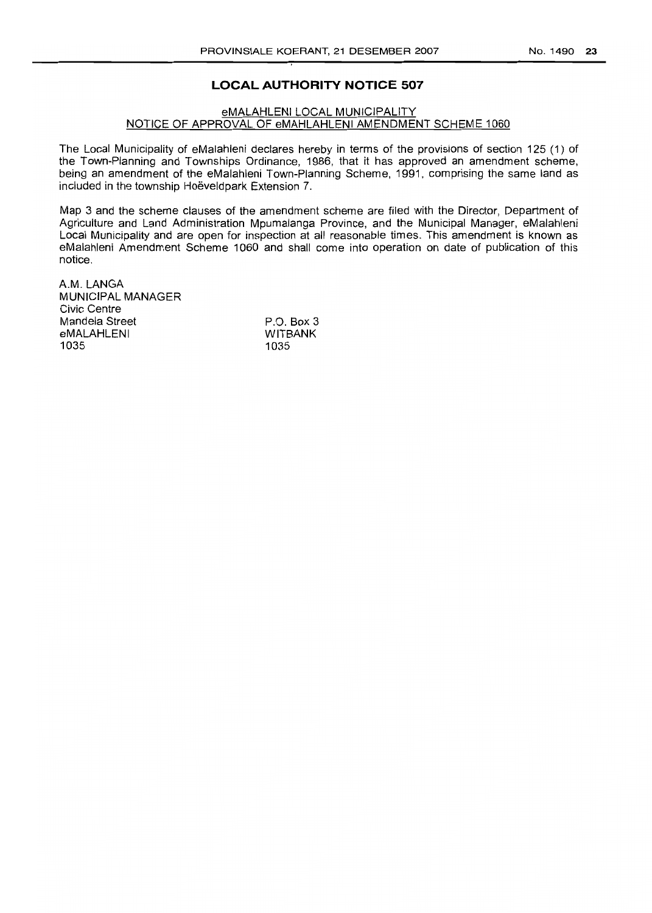## LOCAL AUTHORITY NOTICE 507

### eMALAHLENI LOCAL MUNICIPALITY
### NOTICE OF APPROVAL OF eMAHLAHLENI AMENDMENT SCHEME 1060

The Local Municipality of eMalahleni declares hereby in terms of the provisions of section 125 (1) of the Town-Planning and Townships Ordinance, 1986, that it has approved an amendment scheme, being an amendment of the eMalahleni Town-Planning Scheme, 1991, comprising the same land as included in the township Hoëveldpark Extension 7.

Map 3 and the scheme clauses of the amendment scheme are filed with the Director, Department of Agriculture and Land Administration Mpumalanga Province, and the Municipal Manager, eMalahleni Local Municipality and are open for inspection at all reasonable times. This amendment is known as eMalahleni Amendment Scheme 1060 and shall come into operation on date of publication of this notice.

A.M. LANGA
MUNICIPAL MANAGER
Civic Centre
Mandela Street
eMALAHLENI
1035

P.O. Box 3
WITBANK
1035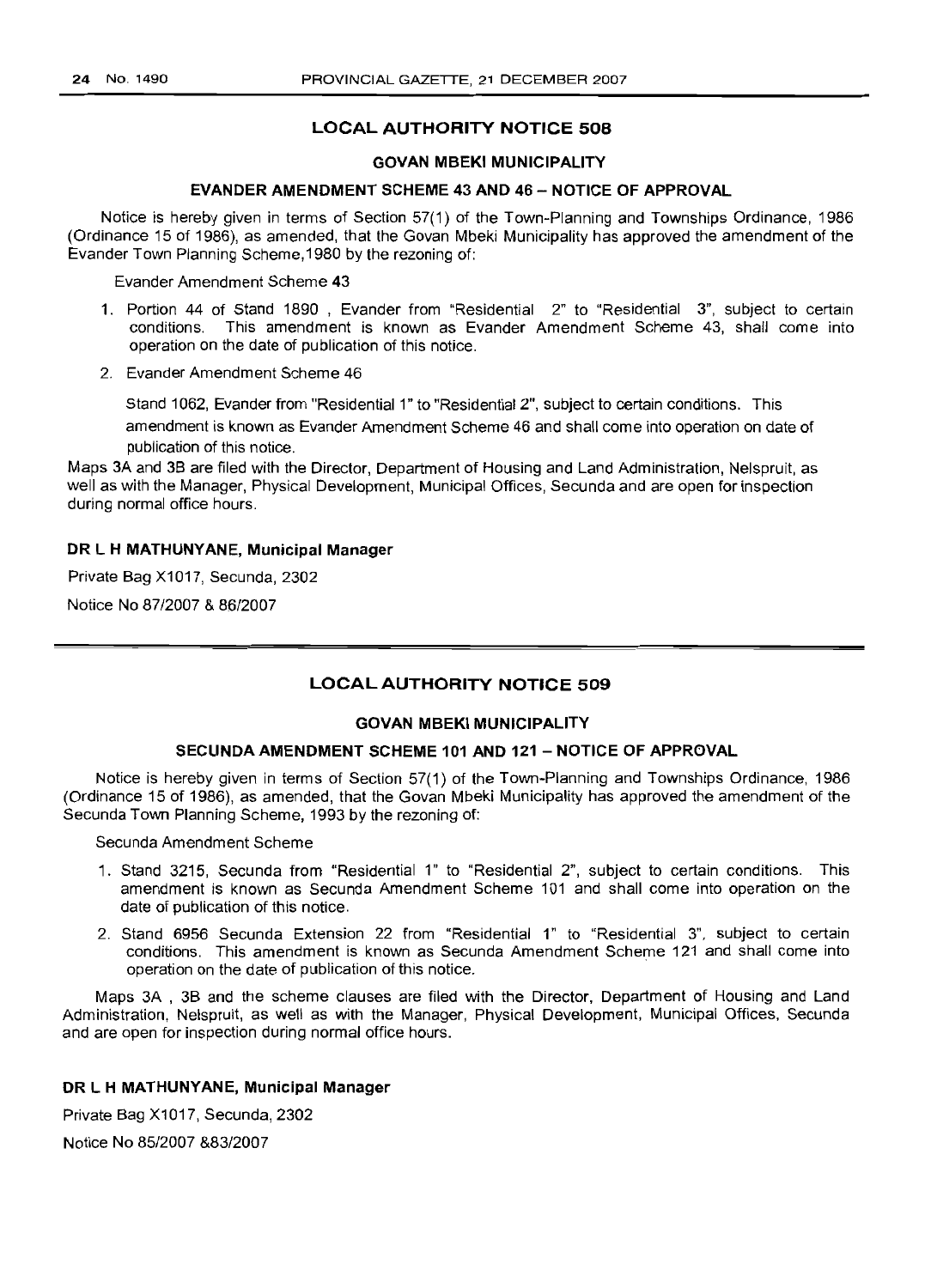## LOCAL AUTHORITY NOTICE 508

### GOVAN MBEKI MUNICIPALITY

### EVANDER AMENDMENT SCHEME 43 AND 46 – NOTICE OF APPROVAL

Notice is hereby given in terms of Section 57(1) of the Town-Planning and Townships Ordinance, 1986 (Ordinance 15 of 1986), as amended, that the Govan Mbeki Municipality has approved the amendment of the Evander Town Planning Scheme,1980 by the rezoning of:

Evander Amendment Scheme 43

1. Portion 44 of Stand 1890 , Evander from "Residential 2" to "Residential 3", subject to certain conditions. This amendment is known as Evander Amendment Scheme 43, shall come into operation on the date of publication of this notice.
2. Evander Amendment Scheme 46

   Stand 1062, Evander from "Residential 1" to "Residential 2", subject to certain conditions. This amendment is known as Evander Amendment Scheme 46 and shall come into operation on date of publication of this notice.

Maps 3A and 3B are filed with the Director, Department of Housing and Land Administration, Nelspruit, as well as with the Manager, Physical Development, Municipal Offices, Secunda and are open for inspection during normal office hours.

**DR L H MATHUNYANE, Municipal Manager**

Private Bag X1017, Secunda, 2302

Notice No 87/2007 & 86/2007

---

## LOCAL AUTHORITY NOTICE 509

### GOVAN MBEKI MUNICIPALITY

### SECUNDA AMENDMENT SCHEME 101 AND 121 – NOTICE OF APPROVAL

Notice is hereby given in terms of Section 57(1) of the Town-Planning and Townships Ordinance, 1986 (Ordinance 15 of 1986), as amended, that the Govan Mbeki Municipality has approved the amendment of the Secunda Town Planning Scheme, 1993 by the rezoning of:

Secunda Amendment Scheme

1. Stand 3215, Secunda from "Residential 1" to "Residential 2", subject to certain conditions. This amendment is known as Secunda Amendment Scheme 101 and shall come into operation on the date of publication of this notice.
2. Stand 6956 Secunda Extension 22 from "Residential 1" to "Residential 3", subject to certain conditions. This amendment is known as Secunda Amendment Scheme 121 and shall come into operation on the date of publication of this notice.

Maps 3A , 3B and the scheme clauses are filed with the Director, Department of Housing and Land Administration, Nelspruit, as well as with the Manager, Physical Development, Municipal Offices, Secunda and are open for inspection during normal office hours.

**DR L H MATHUNYANE, Municipal Manager**

Private Bag X1017, Secunda, 2302

Notice No 85/2007 &83/2007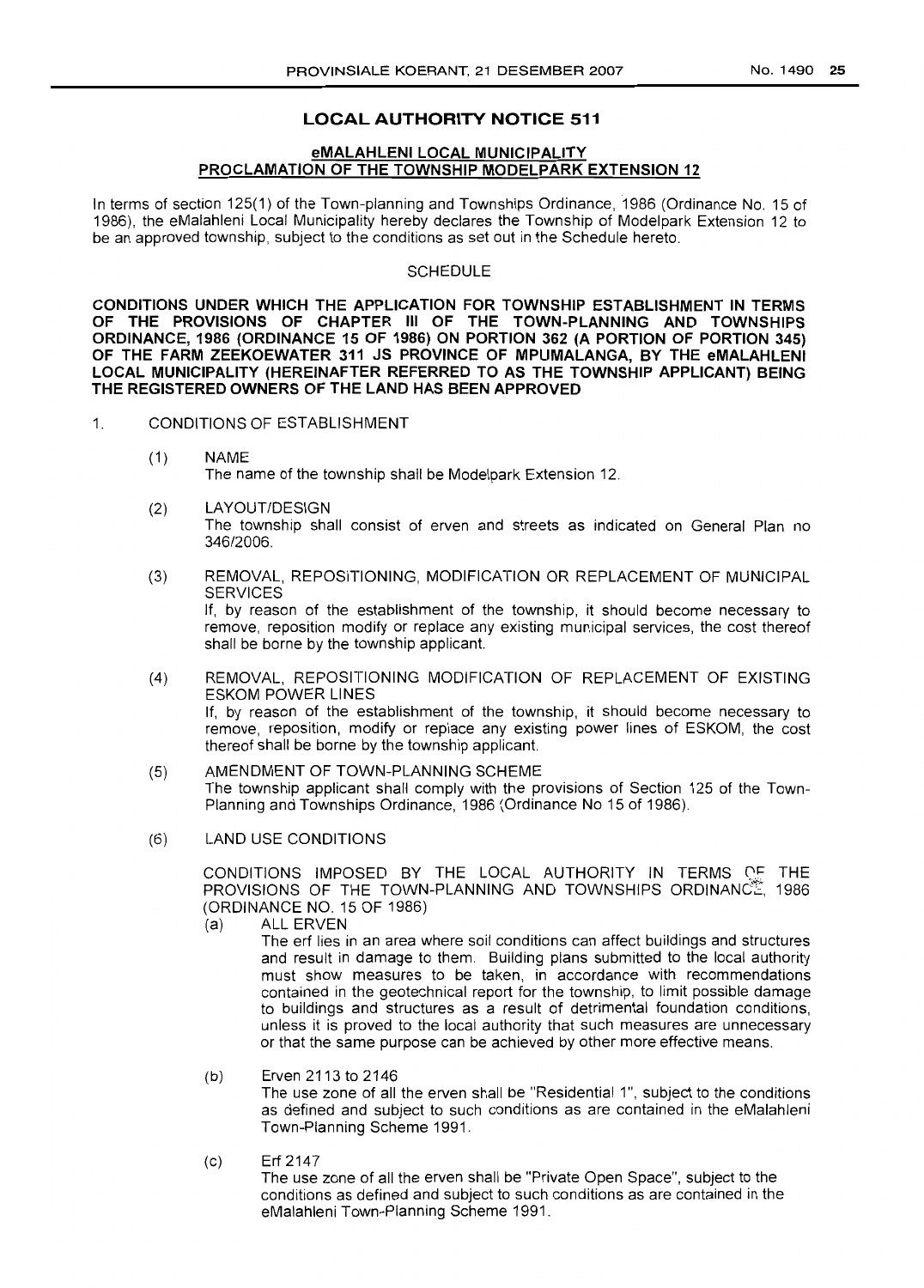## LOCAL AUTHORITY NOTICE 511

### eMALAHLENI LOCAL MUNICIPALITY
### PROCLAMATION OF THE TOWNSHIP MODELPARK EXTENSION 12

In terms of section 125(1) of the Town-planning and Townships Ordinance, 1986 (Ordinance No. 15 of 1986), the eMalahleni Local Municipality hereby declares the Township of Modelpark Extension 12 to be an approved township, subject to the conditions as set out in the Schedule hereto.

SCHEDULE

**CONDITIONS UNDER WHICH THE APPLICATION FOR TOWNSHIP ESTABLISHMENT IN TERMS OF THE PROVISIONS OF CHAPTER III OF THE TOWN-PLANNING AND TOWNSHIPS ORDINANCE, 1986 (ORDINANCE 15 OF 1986) ON PORTION 362 (A PORTION OF PORTION 345) OF THE FARM ZEEKOEWATER 311 JS PROVINCE OF MPUMALANGA, BY THE eMALAHLENI LOCAL MUNICIPALITY (HEREINAFTER REFERRED TO AS THE TOWNSHIP APPLICANT) BEING THE REGISTERED OWNERS OF THE LAND HAS BEEN APPROVED**

1. CONDITIONS OF ESTABLISHMENT

   (1) NAME
   The name of the township shall be Modelpark Extension 12.

   (2) LAYOUT/DESIGN
   The township shall consist of erven and streets as indicated on General Plan no 346/2006.

   (3) REMOVAL, REPOSITIONING, MODIFICATION OR REPLACEMENT OF MUNICIPAL SERVICES
   If, by reason of the establishment of the township, it should become necessary to remove, reposition modify or replace any existing municipal services, the cost thereof shall be borne by the township applicant.

   (4) REMOVAL, REPOSITIONING MODIFICATION OF REPLACEMENT OF EXISTING ESKOM POWER LINES
   If, by reason of the establishment of the township, it should become necessary to remove, reposition, modify or replace any existing power lines of ESKOM, the cost thereof shall be borne by the township applicant.

   (5) AMENDMENT OF TOWN-PLANNING SCHEME
   The township applicant shall comply with the provisions of Section 125 of the Town-Planning and Townships Ordinance, 1986 (Ordinance No 15 of 1986).

   (6) LAND USE CONDITIONS

   CONDITIONS IMPOSED BY THE LOCAL AUTHORITY IN TERMS OF THE PROVISIONS OF THE TOWN-PLANNING AND TOWNSHIPS ORDINANCE, 1986 (ORDINANCE NO. 15 OF 1986)

   (a) ALL ERVEN
   The erf lies in an area where soil conditions can affect buildings and structures and result in damage to them. Building plans submitted to the local authority must show measures to be taken, in accordance with recommendations contained in the geotechnical report for the township, to limit possible damage to buildings and structures as a result of detrimental foundation conditions, unless it is proved to the local authority that such measures are unnecessary or that the same purpose can be achieved by other more effective means.

   (b) Erven 2113 to 2146
   The use zone of all the erven shall be "Residential 1", subject to the conditions as defined and subject to such conditions as are contained in the eMalahleni Town-Planning Scheme 1991.

   (c) Erf 2147
   The use zone of all the erven shall be "Private Open Space", subject to the conditions as defined and subject to such conditions as are contained in the eMalahleni Town-Planning Scheme 1991.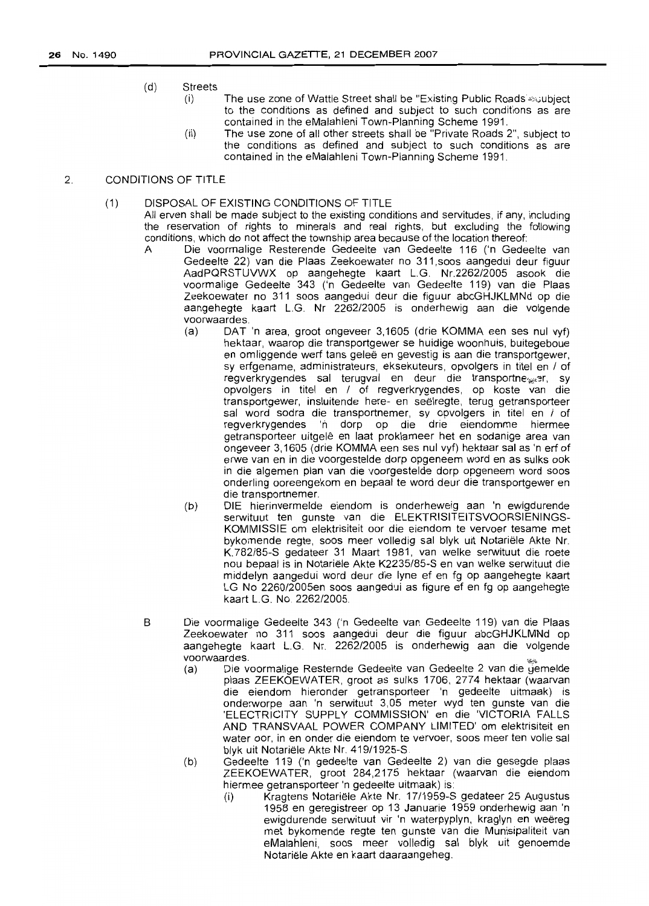(d) Streets

(i) The use zone of Wattle Street shall be "Existing Public Roads" subject to the conditions as defined and subject to such conditions as are contained in the eMalahleni Town-Planning Scheme 1991.

(ii) The use zone of all other streets shall be "Private Roads 2", subject to the conditions as defined and subject to such conditions as are contained in the eMalahleni Town-Planning Scheme 1991.

2. CONDITIONS OF TITLE

(1) DISPOSAL OF EXISTING CONDITIONS OF TITLE

All erven shall be made subject to the existing conditions and servitudes, if any, including the reservation of rights to minerals and real rights, but excluding the following conditions, which do not affect the township area because of the location thereof:

A Die voormalige Resterende Gedeelte van Gedeelte 116 ('n Gedeelte van Gedeelte 22) van die Plaas Zeekoewater no 311,soos aangedui deur figuur AadPQRSTUVWX op aangehegte kaart L.G. Nr.2262/2005 asook die voormalige Gedeelte 343 ('n Gedeelte van Gedeelte 119) van die Plaas Zeekoewater no 311 soos aangedui deur die figuur abcGHJKLMNd op die aangehegte kaart L.G. Nr 2262/2005 is onderhewig aan die volgende voorwaardes.

(a) DAT 'n area, groot ongeveer 3,1605 (drie KOMMA een ses nul vyf) hektaar, waarop die transportgewer se huidige woonhuis, buitegeboue en omliggende werf tans geleë en gevestig is aan die transportgewer, sy erfgename, administrateurs, eksekuteurs, opvolgers in titel en / of regverkrygendes sal terugval en deur die transportnemer, sy opvolgers in titel en / of regverkrygendes, op koste van die transportgewer, insluitende here- en seëlregte, terug getransporteer sal word sodra die transportnemer, sy opvolgers in titel en / of regverkrygendes 'n dorp op die drie eiendomme hiermee getransporteer uitgelê en laat proklameer het en sodanige area van ongeveer 3,1605 (drie KOMMA een ses nul vyf) hektaar sal as 'n erf of erwe van en in die voorgestelde dorp opgeneem word en as sulks ook in die algemen plan van die voorgestelde dorp opgeneem word soos onderling ooreengekom en bepaal te word deur die transportgewer en die transportnemer.

(b) DIE hierinvermelde eiendom is onderheweig aan 'n ewigdurende serwituut ten gunste van die ELEKTRISITEITSVOORSIENINGS-KOMMISSIE om elektrisiteit oor die eiendom te vervoer tesame met bykomende regte, soos meer volledig sal blyk uit Notariële Akte Nr. K.782/85-S gedateer 31 Maart 1981, van welke serwituut die roete nou bepaal is in Notariële Akte K2235/85-S en van welke serwituut die middelyn aangedui word deur die lyne ef en fg op aangehegte kaart LG No 2260/2005en soos aangedui as figure ef en fg op aangehegte kaart L.G. No. 2262/2005.

B Die voormalige Gedeelte 343 ('n Gedeelte van Gedeelte 119) van die Plaas Zeekoewater no 311 soos aangedui deur die figuur abcGHJKLMNd op aangehegte kaart L.G. Nr. 2262/2005 is onderhewig aan die volgende voorwaardes.

(a) Die voormalige Resternde Gedeelte van Gedeelte 2 van die gemelde plaas ZEEKOEWATER, groot as sulks 1706, 2774 hektaar (waarvan die eiendom hieronder getransporteer 'n gedeelte uitmaak) is onderworpe aan 'n serwituut 3,05 meter wyd ten gunste van die 'ELECTRICITY SUPPLY COMMISSION' en die 'VICTORIA FALLS AND TRANSVAAL POWER COMPANY LIMITED' om elektrisiteit en water oor, in en onder die eiendom te vervoer, soos meer ten volle sal blyk uit Notariële Akte Nr. 419/1925-S.

(b) Gedeelte 119 ('n gedeelte van Gedeelte 2) van die gesegde plaas ZEEKOEWATER, groot 284,2175 hektaar (waarvan die eiendom hiermee getransporteer 'n gedeelte uitmaak) is:

(i) Kragtens Notariële Akte Nr. 17/1959-S gedateer 25 Augustus 1958 en geregistreer op 13 Januarie 1959 onderhewig aan 'n ewigdurende serwituut vir 'n waterpyplyn, kraglyn en weëreg met bykomende regte ten gunste van die Munisipaliteit van eMalahleni, soos meer volledig sal blyk uit genoemde Notariële Akte en kaart daaraangeheg.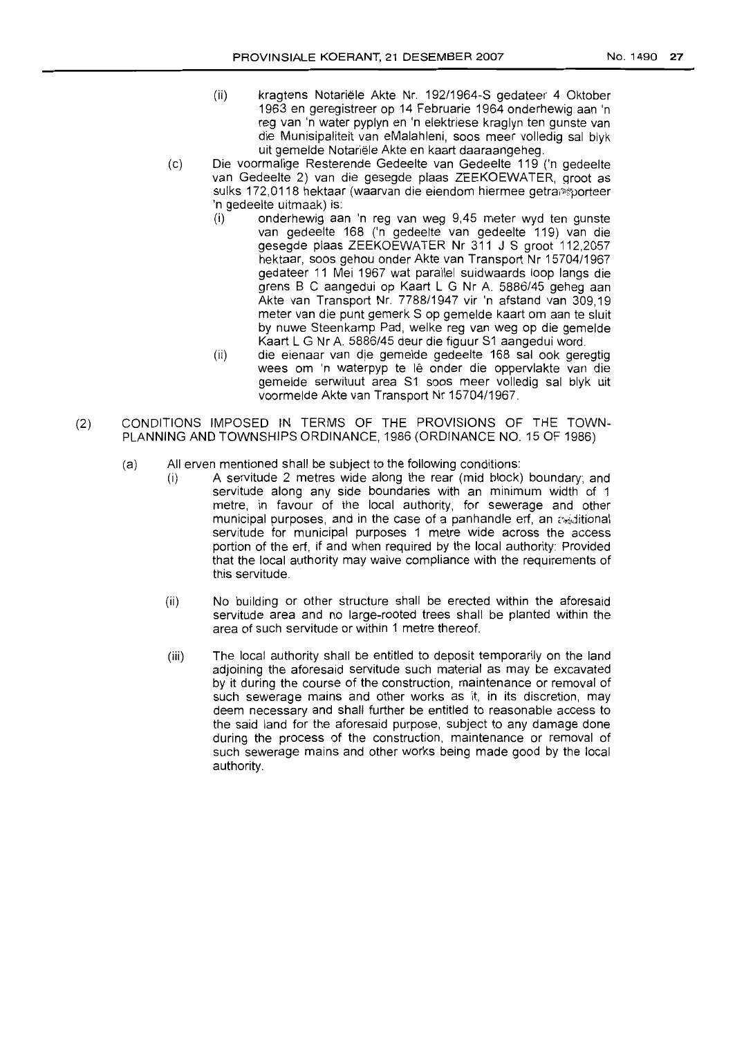(ii) kragtens Notariële Akte Nr. 192/1964-S gedateer 4 Oktober 1963 en geregistreer op 14 Februarie 1964 onderhewig aan 'n reg van 'n water pyplyn en 'n elektriese kraglyn ten gunste van die Munisipaliteit van eMalahleni, soos meer volledig sal blyk uit gemelde Notariële Akte en kaart daaraangeheg.

(c) Die voormalige Resterende Gedeelte van Gedeelte 119 ('n gedeelte van Gedeelte 2) van die gesegde plaas ZEEKOEWATER, groot as sulks 172,0118 hektaar (waarvan die eiendom hiermee getransporteer 'n gedeelte uitmaak) is:

(i) onderhewig aan 'n reg van weg 9,45 meter wyd ten gunste van gedeelte 168 ('n gedeelte van gedeelte 119) van die gesegde plaas ZEEKOEWATER Nr 311 J S groot 112,2057 hektaar, soos gehou onder Akte van Transport Nr 15704/1967 gedateer 11 Mei 1967 wat parallel suidwaards loop langs die grens B C aangedui op Kaart L G Nr A. 5886/45 geheg aan Akte van Transport Nr. 7788/1947 vir 'n afstand van 309,19 meter van die punt gemerk S op gemelde kaart om aan te sluit by nuwe Steenkamp Pad, welke reg van weg op die gemelde Kaart L G Nr A. 5886/45 deur die figuur S1 aangedui word.

(ii) die eienaar van die gemelde gedeelte 168 sal ook geregtig wees om 'n waterpyp te lê onder die oppervlakte van die gemelde serwituut area S1 soos meer volledig sal blyk uit voormelde Akte van Transport Nr 15704/1967.

(2) CONDITIONS IMPOSED IN TERMS OF THE PROVISIONS OF THE TOWN-PLANNING AND TOWNSHIPS ORDINANCE, 1986 (ORDINANCE NO. 15 OF 1986)

(a) All erven mentioned shall be subject to the following conditions:

(i) A servitude 2 metres wide along the rear (mid block) boundary; and servitude along any side boundaries with an minimum width of 1 metre, in favour of the local authority, for sewerage and other municipal purposes, and in the case of a panhandle erf, an additional servitude for municipal purposes 1 metre wide across the access portion of the erf, if and when required by the local authority: Provided that the local authority may waive compliance with the requirements of this servitude.

(ii) No building or other structure shall be erected within the aforesaid servitude area and no large-rooted trees shall be planted within the area of such servitude or within 1 metre thereof.

(iii) The local authority shall be entitled to deposit temporarily on the land adjoining the aforesaid servitude such material as may be excavated by it during the course of the construction, maintenance or removal of such sewerage mains and other works as it, in its discretion, may deem necessary and shall further be entitled to reasonable access to the said land for the aforesaid purpose, subject to any damage done during the process of the construction, maintenance or removal of such sewerage mains and other works being made good by the local authority.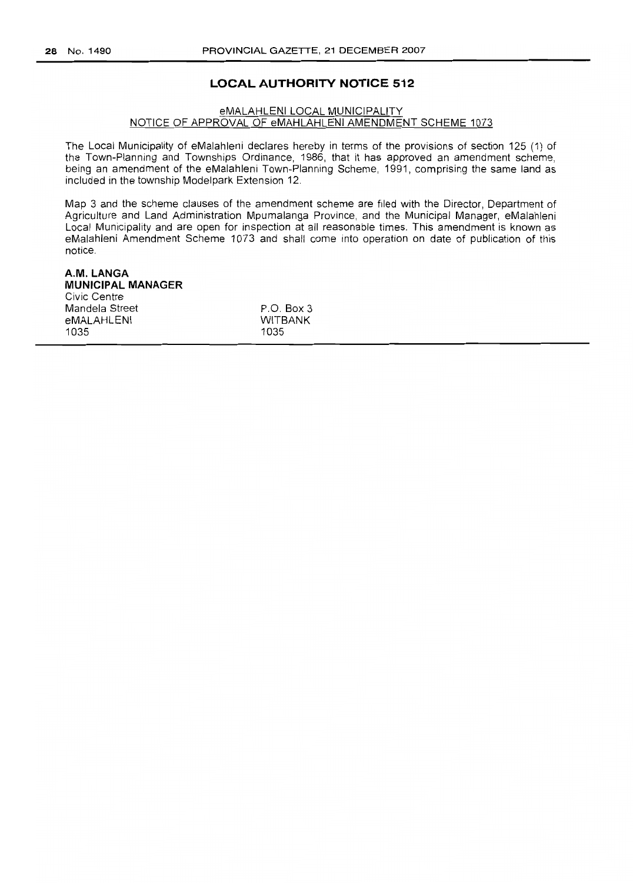## LOCAL AUTHORITY NOTICE 512

eMALAHLENI LOCAL MUNICIPALITY
NOTICE OF APPROVAL OF eMAHLAHLENI AMENDMENT SCHEME 1073

The Local Municipality of eMalahleni declares hereby in terms of the provisions of section 125 (1) of the Town-Planning and Townships Ordinance, 1986, that it has approved an amendment scheme, being an amendment of the eMalahleni Town-Planning Scheme, 1991, comprising the same land as included in the township Modelpark Extension 12.

Map 3 and the scheme clauses of the amendment scheme are filed with the Director, Department of Agriculture and Land Administration Mpumalanga Province, and the Municipal Manager, eMalahleni Local Municipality and are open for inspection at all reasonable times. This amendment is known as eMalahleni Amendment Scheme 1073 and shall come into operation on date of publication of this notice.

**A.M. LANGA**
**MUNICIPAL MANAGER**
Civic Centre
Mandela Street
eMALAHLENI
1035

P.O. Box 3
WITBANK
1035